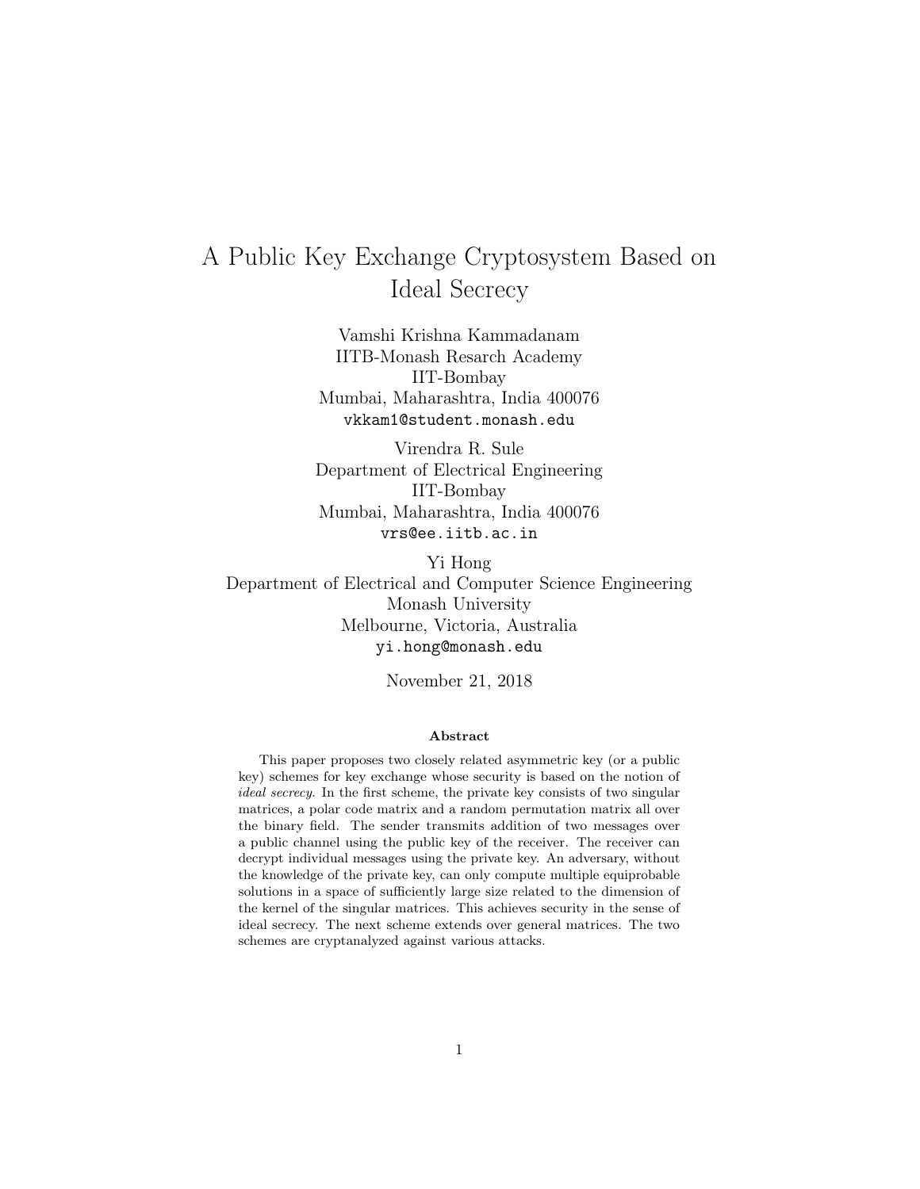# A Public Key Exchange Cryptosystem Based on Ideal Secrecy

Vamshi Krishna Kammadanam
IITB-Monash Resarch Academy
IIT-Bombay
Mumbai, Maharashtra, India 400076
vkkam1@student.monash.edu

Virendra R. Sule
Department of Electrical Engineering
IIT-Bombay
Mumbai, Maharashtra, India 400076
vrs@ee.iitb.ac.in

Yi Hong
Department of Electrical and Computer Science Engineering
Monash University
Melbourne, Victoria, Australia
yi.hong@monash.edu

November 21, 2018

### Abstract

This paper proposes two closely related asymmetric key (or a public key) schemes for key exchange whose security is based on the notion of *ideal secrecy*. In the first scheme, the private key consists of two singular matrices, a polar code matrix and a random permutation matrix all over the binary field. The sender transmits addition of two messages over a public channel using the public key of the receiver. The receiver can decrypt individual messages using the private key. An adversary, without the knowledge of the private key, can only compute multiple equiprobable solutions in a space of sufficiently large size related to the dimension of the kernel of the singular matrices. This achieves security in the sense of ideal secrecy. The next scheme extends over general matrices. The two schemes are cryptanalyzed against various attacks.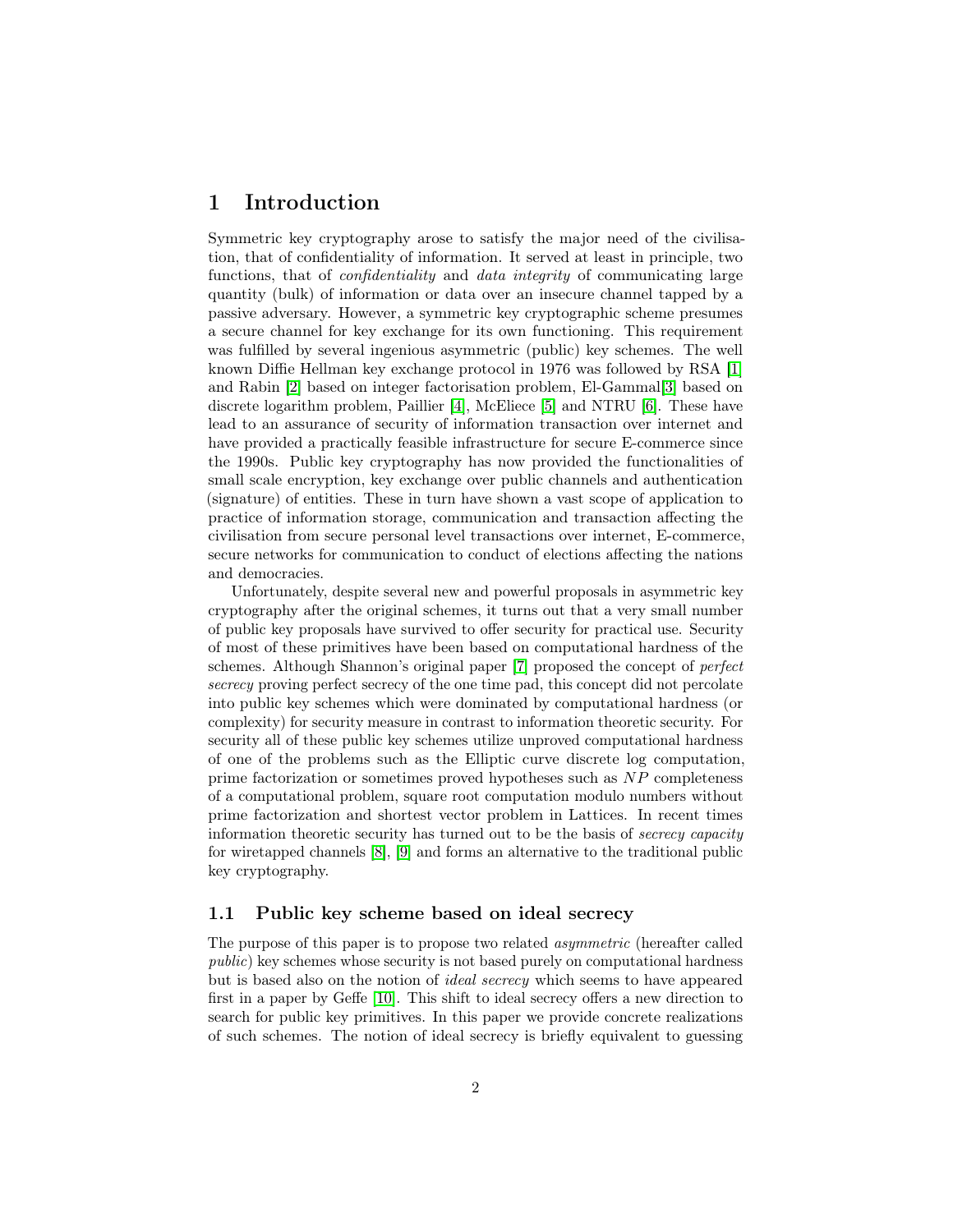# 1 Introduction

Symmetric key cryptography arose to satisfy the major need of the civilisation, that of confidentiality of information. It served at least in principle, two functions, that of *confidentiality* and *data integrity* of communicating large quantity (bulk) of information or data over an insecure channel tapped by a passive adversary. However, a symmetric key cryptographic scheme presumes a secure channel for key exchange for its own functioning. This requirement was fulfilled by several ingenious asymmetric (public) key schemes. The well known Diffie Hellman key exchange protocol in 1976 was followed by RSA [1] and Rabin [2] based on integer factorisation problem, El-Gammal[3] based on discrete logarithm problem, Paillier [4], McEliece [5] and NTRU [6]. These have lead to an assurance of security of information transaction over internet and have provided a practically feasible infrastructure for secure E-commerce since the 1990s. Public key cryptography has now provided the functionalities of small scale encryption, key exchange over public channels and authentication (signature) of entities. These in turn have shown a vast scope of application to practice of information storage, communication and transaction affecting the civilisation from secure personal level transactions over internet, E-commerce, secure networks for communication to conduct of elections affecting the nations and democracies.

Unfortunately, despite several new and powerful proposals in asymmetric key cryptography after the original schemes, it turns out that a very small number of public key proposals have survived to offer security for practical use. Security of most of these primitives have been based on computational hardness of the schemes. Although Shannon's original paper [7] proposed the concept of *perfect secrecy* proving perfect secrecy of the one time pad, this concept did not percolate into public key schemes which were dominated by computational hardness (or complexity) for security measure in contrast to information theoretic security. For security all of these public key schemes utilize unproved computational hardness of one of the problems such as the Elliptic curve discrete log computation, prime factorization or sometimes proved hypotheses such as $NP$ completeness of a computational problem, square root computation modulo numbers without prime factorization and shortest vector problem in Lattices. In recent times information theoretic security has turned out to be the basis of *secrecy capacity* for wiretapped channels [8], [9] and forms an alternative to the traditional public key cryptography.

## 1.1 Public key scheme based on ideal secrecy

The purpose of this paper is to propose two related *asymmetric* (hereafter called *public*) key schemes whose security is not based purely on computational hardness but is based also on the notion of *ideal secrecy* which seems to have appeared first in a paper by Geffe [10]. This shift to ideal secrecy offers a new direction to search for public key primitives. In this paper we provide concrete realizations of such schemes. The notion of ideal secrecy is briefly equivalent to guessing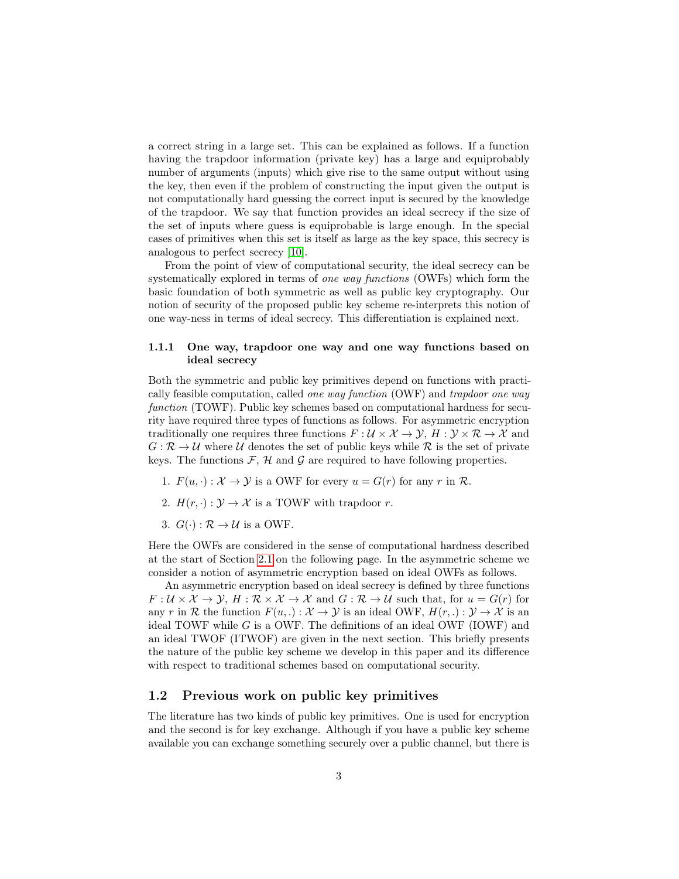a correct string in a large set. This can be explained as follows. If a function having the trapdoor information (private key) has a large and equiprobably number of arguments (inputs) which give rise to the same output without using the key, then even if the problem of constructing the input given the output is not computationally hard guessing the correct input is secured by the knowledge of the trapdoor. We say that function provides an ideal secrecy if the size of the set of inputs where guess is equiprobable is large enough. In the special cases of primitives when this set is itself as large as the key space, this secrecy is analogous to perfect secrecy [10].

From the point of view of computational security, the ideal secrecy can be systematically explored in terms of *one way functions* (OWFs) which form the basic foundation of both symmetric as well as public key cryptography. Our notion of security of the proposed public key scheme re-interprets this notion of one way-ness in terms of ideal secrecy. This differentiation is explained next.

#### 1.1.1 One way, trapdoor one way and one way functions based on ideal secrecy

Both the symmetric and public key primitives depend on functions with practically feasible computation, called *one way function* (OWF) and *trapdoor one way function* (TOWF). Public key schemes based on computational hardness for security have required three types of functions as follows. For asymmetric encryption traditionally one requires three functions $F : \mathcal{U} \times \mathcal{X} \to \mathcal{Y}$, $H : \mathcal{Y} \times \mathcal{R} \to \mathcal{X}$ and $G : \mathcal{R} \to \mathcal{U}$ where $\mathcal{U}$ denotes the set of public keys while $\mathcal{R}$ is the set of private keys. The functions $\mathcal{F}$, $\mathcal{H}$ and $\mathcal{G}$ are required to have following properties.

1. $F(u, \cdot) : \mathcal{X} \to \mathcal{Y}$ is a OWF for every $u = G(r)$ for any $r$ in $\mathcal{R}$.
2. $H(r, \cdot) : \mathcal{Y} \to \mathcal{X}$ is a TOWF with trapdoor $r$.
3. $G(\cdot) : \mathcal{R} \to \mathcal{U}$ is a OWF.

Here the OWFs are considered in the sense of computational hardness described at the start of Section 2.1 on the following page. In the asymmetric scheme we consider a notion of asymmetric encryption based on ideal OWFs as follows.

An asymmetric encryption based on ideal secrecy is defined by three functions $F : \mathcal{U} \times \mathcal{X} \to \mathcal{Y}$, $H : \mathcal{R} \times \mathcal{X} \to \mathcal{X}$ and $G : \mathcal{R} \to \mathcal{U}$ such that, for $u = G(r)$ for any $r$ in $\mathcal{R}$ the function $F(u, .) : \mathcal{X} \to \mathcal{Y}$ is an ideal OWF, $H(r, .) : \mathcal{Y} \to \mathcal{X}$ is an ideal TOWF while $G$ is a OWF. The definitions of an ideal OWF (IOWF) and an ideal TWOF (ITWOF) are given in the next section. This briefly presents the nature of the public key scheme we develop in this paper and its difference with respect to traditional schemes based on computational security.

### 1.2 Previous work on public key primitives

The literature has two kinds of public key primitives. One is used for encryption and the second is for key exchange. Although if you have a public key scheme available you can exchange something securely over a public channel, but there is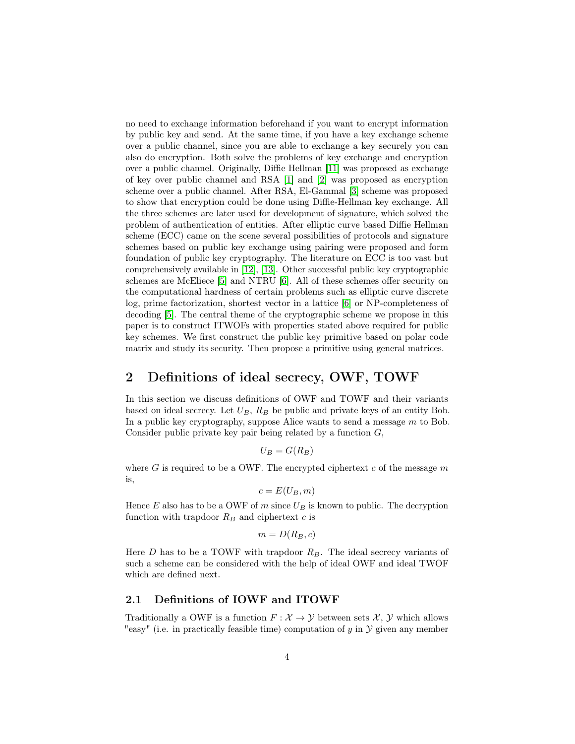no need to exchange information beforehand if you want to encrypt information by public key and send. At the same time, if you have a key exchange scheme over a public channel, since you are able to exchange a key securely you can also do encryption. Both solve the problems of key exchange and encryption over a public channel. Originally, Diffie Hellman [11] was proposed as exchange of key over public channel and RSA [1] and [2] was proposed as encryption scheme over a public channel. After RSA, El-Gammal [3] scheme was proposed to show that encryption could be done using Diffie-Hellman key exchange. All the three schemes are later used for development of signature, which solved the problem of authentication of entities. After elliptic curve based Diffie Hellman scheme (ECC) came on the scene several possibilities of protocols and signature schemes based on public key exchange using pairing were proposed and form foundation of public key cryptography. The literature on ECC is too vast but comprehensively available in [12], [13]. Other successful public key cryptographic schemes are McEliece [5] and NTRU [6]. All of these schemes offer security on the computational hardness of certain problems such as elliptic curve discrete log, prime factorization, shortest vector in a lattice [6] or NP-completeness of decoding [5]. The central theme of the cryptographic scheme we propose in this paper is to construct ITWOFs with properties stated above required for public key schemes. We first construct the public key primitive based on polar code matrix and study its security. Then propose a primitive using general matrices.

## 2 Definitions of ideal secrecy, OWF, TOWF

In this section we discuss definitions of OWF and TOWF and their variants based on ideal secrecy. Let $U_B$, $R_B$ be public and private keys of an entity Bob. In a public key cryptography, suppose Alice wants to send a message $m$ to Bob. Consider public private key pair being related by a function $G$,

$$U_B = G(R_B)$$

where $G$ is required to be a OWF. The encrypted ciphertext $c$ of the message $m$ is,

$$c = E(U_B, m)$$

Hence $E$ also has to be a OWF of $m$ since $U_B$ is known to public. The decryption function with trapdoor $R_B$ and ciphertext $c$ is

$$m = D(R_B, c)$$

Here $D$ has to be a TOWF with trapdoor $R_B$. The ideal secrecy variants of such a scheme can be considered with the help of ideal OWF and ideal TWOF which are defined next.

### 2.1 Definitions of IOWF and ITOWF

Traditionally a OWF is a function $F : \mathcal{X} \to \mathcal{Y}$ between sets $\mathcal{X}$, $\mathcal{Y}$ which allows "easy" (i.e. in practically feasible time) computation of $y$ in $\mathcal{Y}$ given any member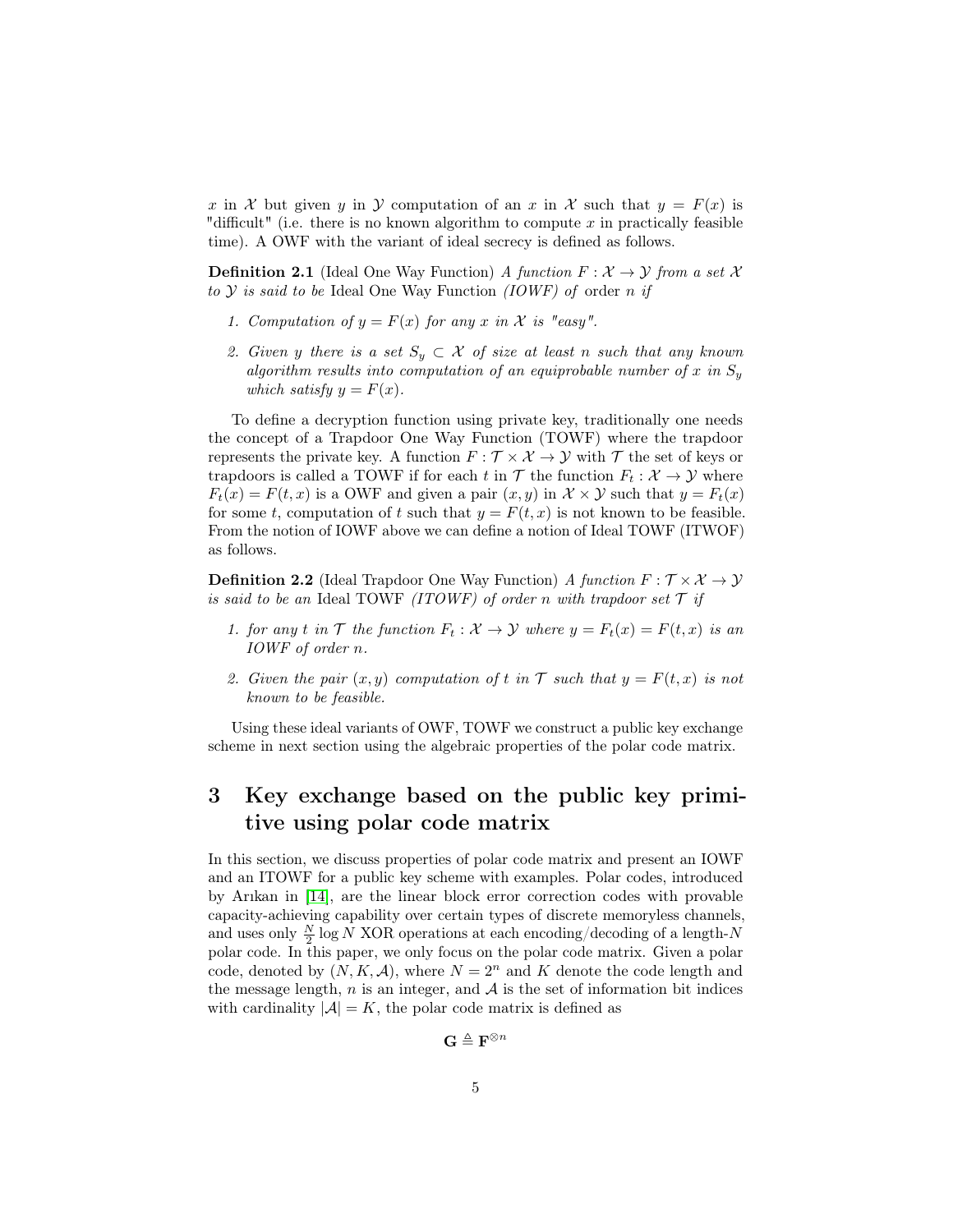$x$ in $\mathcal{X}$ but given $y$ in $\mathcal{Y}$ computation of an $x$ in $\mathcal{X}$ such that $y = F(x)$ is "difficult" (i.e. there is no known algorithm to compute $x$ in practically feasible time). A OWF with the variant of ideal secrecy is defined as follows.

**Definition 2.1** (Ideal One Way Function) *A function $F : \mathcal{X} \to \mathcal{Y}$ from a set $\mathcal{X}$ to $\mathcal{Y}$ is said to be* Ideal One Way Function *(IOWF) of* order *$n$ if*

1. *Computation of $y = F(x)$ for any $x$ in $\mathcal{X}$ is "easy".*
2. *Given $y$ there is a set $S_y \subset \mathcal{X}$ of size at least $n$ such that any known algorithm results into computation of an equiprobable number of $x$ in $S_y$ which satisfy $y = F(x)$.*

To define a decryption function using private key, traditionally one needs the concept of a Trapdoor One Way Function (TOWF) where the trapdoor represents the private key. A function $F : \mathcal{T} \times \mathcal{X} \to \mathcal{Y}$ with $\mathcal{T}$ the set of keys or trapdoors is called a TOWF if for each $t$ in $\mathcal{T}$ the function $F_t : \mathcal{X} \to \mathcal{Y}$ where $F_t(x) = F(t, x)$ is a OWF and given a pair $(x, y)$ in $\mathcal{X} \times \mathcal{Y}$ such that $y = F_t(x)$ for some $t$, computation of $t$ such that $y = F(t, x)$ is not known to be feasible. From the notion of IOWF above we can define a notion of Ideal TOWF (ITWOF) as follows.

**Definition 2.2** (Ideal Trapdoor One Way Function) *A function $F : \mathcal{T} \times \mathcal{X} \to \mathcal{Y}$ is said to be an* Ideal TOWF *(ITOWF) of order $n$ with trapdoor set $\mathcal{T}$ if*

1. *for any $t$ in $\mathcal{T}$ the function $F_t : \mathcal{X} \to \mathcal{Y}$ where $y = F_t(x) = F(t, x)$ is an IOWF of order $n$.*
2. *Given the pair $(x, y)$ computation of $t$ in $\mathcal{T}$ such that $y = F(t, x)$ is not known to be feasible.*

Using these ideal variants of OWF, TOWF we construct a public key exchange scheme in next section using the algebraic properties of the polar code matrix.

# 3 Key exchange based on the public key primitive using polar code matrix

In this section, we discuss properties of polar code matrix and present an IOWF and an ITOWF for a public key scheme with examples. Polar codes, introduced by Arıkan in [14], are the linear block error correction codes with provable capacity-achieving capability over certain types of discrete memoryless channels, and uses only $\frac{N}{2} \log N$ XOR operations at each encoding/decoding of a length-$N$ polar code. In this paper, we only focus on the polar code matrix. Given a polar code, denoted by $(N, K, \mathcal{A})$, where $N = 2^n$ and $K$ denote the code length and the message length, $n$ is an integer, and $\mathcal{A}$ is the set of information bit indices with cardinality $|\mathcal{A}| = K$, the polar code matrix is defined as

$$\mathbf{G} \triangleq \mathbf{F}^{\otimes n}$$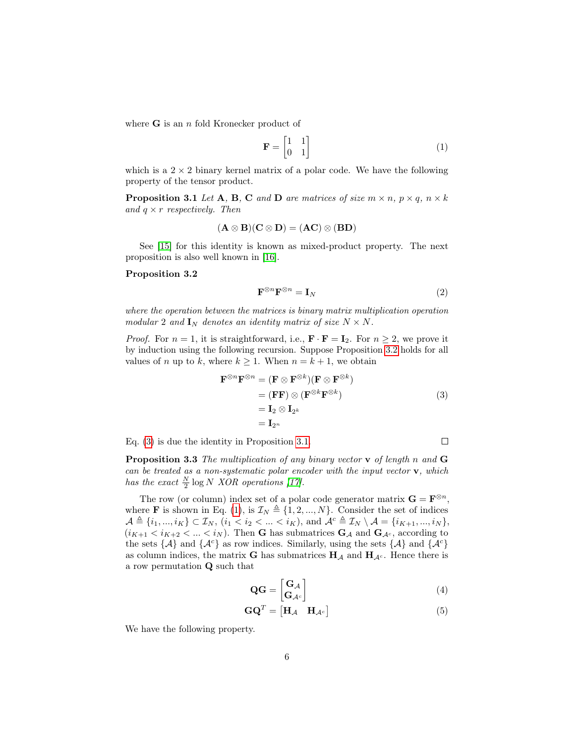where $\mathbf{G}$ is an $n$ fold Kronecker product of

$$\mathbf{F} = \begin{bmatrix} 1 & 1 \\ 0 & 1 \end{bmatrix} \tag{1}$$

which is a $2 \times 2$ binary kernel matrix of a polar code. We have the following property of the tensor product.

**Proposition 3.1** *Let $\mathbf{A}$, $\mathbf{B}$, $\mathbf{C}$ and $\mathbf{D}$ are matrices of size $m \times n$, $p \times q$, $n \times k$ and $q \times r$ respectively. Then*

$$(\mathbf{A} \otimes \mathbf{B})(\mathbf{C} \otimes \mathbf{D}) = (\mathbf{AC}) \otimes (\mathbf{BD})$$

See [15] for this identity is known as mixed-product property. The next proposition is also well known in [16].

**Proposition 3.2**

$$\mathbf{F}^{\otimes n}\mathbf{F}^{\otimes n} = \mathbf{I}_N \tag{2}$$

*where the operation between the matrices is binary matrix multiplication operation modular 2 and $\mathbf{I}_N$ denotes an identity matrix of size $N \times N$.*

*Proof.* For $n = 1$, it is straightforward, i.e., $\mathbf{F} \cdot \mathbf{F} = \mathbf{I}_2$. For $n \geq 2$, we prove it by induction using the following recursion. Suppose Proposition 3.2 holds for all values of $n$ up to $k$, where $k \geq 1$. When $n = k + 1$, we obtain

$$\begin{aligned}
\mathbf{F}^{\otimes n}\mathbf{F}^{\otimes n} &= (\mathbf{F} \otimes \mathbf{F}^{\otimes k})(\mathbf{F} \otimes \mathbf{F}^{\otimes k}) \\
&= (\mathbf{FF}) \otimes (\mathbf{F}^{\otimes k}\mathbf{F}^{\otimes k}) \\
&= \mathbf{I}_2 \otimes \mathbf{I}_{2^k} \\
&= \mathbf{I}_{2^n}
\end{aligned} \tag{3}$$

Eq. (3) is due the identity in Proposition 3.1. ☐

**Proposition 3.3** *The multiplication of any binary vector $\mathbf{v}$ of length $n$ and $\mathbf{G}$ can be treated as a non-systematic polar encoder with the input vector $\mathbf{v}$, which has the exact $\frac{N}{2}\log N$ XOR operations [17].*

The row (or column) index set of a polar code generator matrix $\mathbf{G} = \mathbf{F}^{\otimes n}$, where $\mathbf{F}$ is shown in Eq. (1), is $\mathcal{I}_N \triangleq \{1, 2, ..., N\}$. Consider the set of indices $\mathcal{A} \triangleq \{i_1, ..., i_K\} \subset \mathcal{I}_N$, $(i_1 < i_2 < ... < i_K)$, and $\mathcal{A}^c \triangleq \mathcal{I}_N \setminus \mathcal{A} = \{i_{K+1}, ..., i_N\}$, $(i_{K+1} < i_{K+2} < ... < i_N)$. Then $\mathbf{G}$ has submatrices $\mathbf{G}_{\mathcal{A}}$ and $\mathbf{G}_{\mathcal{A}^c}$, according to the sets $\{\mathcal{A}\}$ and $\{\mathcal{A}^c\}$ as row indices. Similarly, using the sets $\{\mathcal{A}\}$ and $\{\mathcal{A}^c\}$ as column indices, the matrix $\mathbf{G}$ has submatrices $\mathbf{H}_{\mathcal{A}}$ and $\mathbf{H}_{\mathcal{A}^c}$. Hence there is a row permutation $\mathbf{Q}$ such that

$$\mathbf{QG} = \begin{bmatrix} \mathbf{G}_{\mathcal{A}} \\ \mathbf{G}_{\mathcal{A}^c} \end{bmatrix} \tag{4}$$

$$\mathbf{GQ}^T = \begin{bmatrix} \mathbf{H}_{\mathcal{A}} & \mathbf{H}_{\mathcal{A}^c} \end{bmatrix} \tag{5}$$

We have the following property.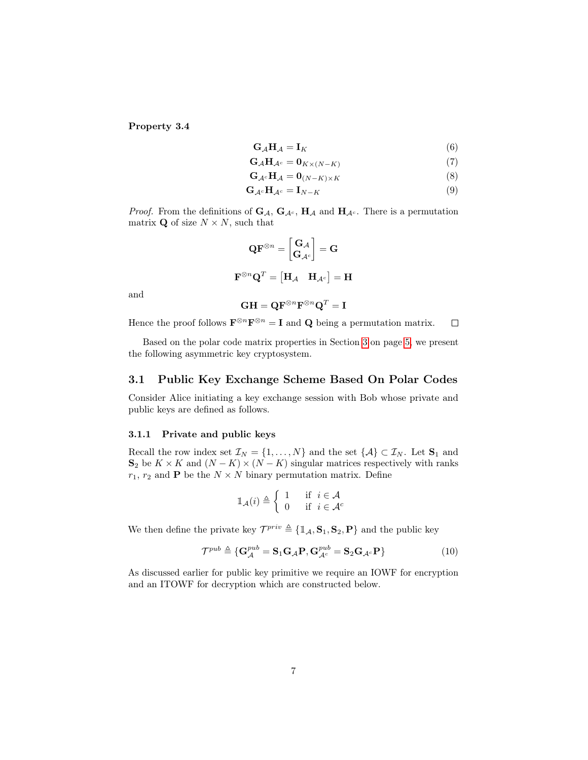**Property 3.4**

$$\mathbf{G}_{\mathcal{A}}\mathbf{H}_{\mathcal{A}} = \mathbf{I}_K \tag{6}$$

$$\mathbf{G}_{\mathcal{A}}\mathbf{H}_{\mathcal{A}^c} = \mathbf{0}_{K\times(N-K)} \tag{7}$$

$$\mathbf{G}_{\mathcal{A}^c}\mathbf{H}_{\mathcal{A}} = \mathbf{0}_{(N-K)\times K} \tag{8}$$

$$\mathbf{G}_{\mathcal{A}^c}\mathbf{H}_{\mathcal{A}^c} = \mathbf{I}_{N-K} \tag{9}$$

*Proof.* From the definitions of $\mathbf{G}_{\mathcal{A}}$, $\mathbf{G}_{\mathcal{A}^c}$, $\mathbf{H}_{\mathcal{A}}$ and $\mathbf{H}_{\mathcal{A}^c}$. There is a permutation matrix $\mathbf{Q}$ of size $N \times N$, such that

$$\mathbf{Q}\mathbf{F}^{\otimes n} = \begin{bmatrix} \mathbf{G}_{\mathcal{A}} \\ \mathbf{G}_{\mathcal{A}^c} \end{bmatrix} = \mathbf{G}$$

$$\mathbf{F}^{\otimes n}\mathbf{Q}^T = \begin{bmatrix} \mathbf{H}_{\mathcal{A}} & \mathbf{H}_{\mathcal{A}^c} \end{bmatrix} = \mathbf{H}$$

and

$$\mathbf{G}\mathbf{H} = \mathbf{Q}\mathbf{F}^{\otimes n}\mathbf{F}^{\otimes n}\mathbf{Q}^T = \mathbf{I}$$

Hence the proof follows $\mathbf{F}^{\otimes n}\mathbf{F}^{\otimes n} = \mathbf{I}$ and $\mathbf{Q}$ being a permutation matrix. □

Based on the polar code matrix properties in Section 3 on page 5, we present the following asymmetric key cryptosystem.

## 3.1 Public Key Exchange Scheme Based On Polar Codes

Consider Alice initiating a key exchange session with Bob whose private and public keys are defined as follows.

### 3.1.1 Private and public keys

Recall the row index set $\mathcal{I}_N = \{1, \ldots, N\}$ and the set $\{\mathcal{A}\} \subset \mathcal{I}_N$. Let $\mathbf{S}_1$ and $\mathbf{S}_2$ be $K \times K$ and $(N-K) \times (N-K)$ singular matrices respectively with ranks $r_1$, $r_2$ and $\mathbf{P}$ be the $N \times N$ binary permutation matrix. Define

$$\mathbb{1}_{\mathcal{A}}(i) \triangleq \begin{cases} 1 & \text{if } i \in \mathcal{A} \\ 0 & \text{if } i \in \mathcal{A}^c \end{cases}$$

We then define the private key $\mathcal{T}^{priv} \triangleq \{\mathbb{1}_{\mathcal{A}}, \mathbf{S}_1, \mathbf{S}_2, \mathbf{P}\}$ and the public key

$$\mathcal{T}^{pub} \triangleq \{\mathbf{G}_{\mathcal{A}}^{pub} = \mathbf{S}_1\mathbf{G}_{\mathcal{A}}\mathbf{P}, \mathbf{G}_{\mathcal{A}^c}^{pub} = \mathbf{S}_2\mathbf{G}_{\mathcal{A}^c}\mathbf{P}\} \tag{10}$$

As discussed earlier for public key primitive we require an IOWF for encryption and an ITOWF for decryption which are constructed below.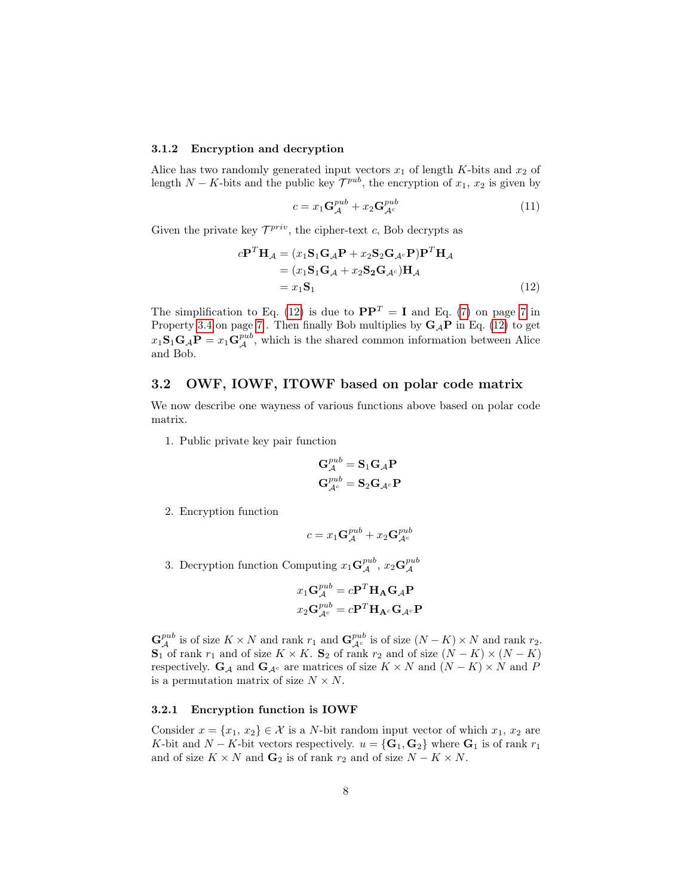### 3.1.2 Encryption and decryption

Alice has two randomly generated input vectors $x_1$ of length $K$-bits and $x_2$ of length $N-K$-bits and the public key $\mathcal{T}^{pub}$, the encryption of $x_1$, $x_2$ is given by

$$c = x_1 \mathbf{G}_{\mathcal{A}}^{pub} + x_2 \mathbf{G}_{\mathcal{A}^c}^{pub} \tag{11}$$

Given the private key $\mathcal{T}^{priv}$, the cipher-text $c$, Bob decrypts as

$$\begin{aligned} c\mathbf{P}^T\mathbf{H}_{\mathcal{A}} &= (x_1\mathbf{S}_1\mathbf{G}_{\mathcal{A}}\mathbf{P} + x_2\mathbf{S}_2\mathbf{G}_{\mathcal{A}^c}\mathbf{P})\mathbf{P}^T\mathbf{H}_{\mathcal{A}} \\ &= (x_1\mathbf{S}_1\mathbf{G}_{\mathcal{A}} + x_2\mathbf{S}_2\mathbf{G}_{\mathcal{A}^c})\mathbf{H}_{\mathcal{A}} \\ &= x_1\mathbf{S}_1 \end{aligned} \tag{12}$$

The simplification to Eq. (12) is due to $\mathbf{P}\mathbf{P}^T = \mathbf{I}$ and Eq. (7) on page 7 in Property 3.4 on page 7 . Then finally Bob multiplies by $\mathbf{G}_{\mathcal{A}}\mathbf{P}$ in Eq. (12) to get $x_1\mathbf{S}_1\mathbf{G}_{\mathcal{A}}\mathbf{P} = x_1\mathbf{G}_{\mathcal{A}}^{pub}$, which is the shared common information between Alice and Bob.

## 3.2 OWF, IOWF, ITOWF based on polar code matrix

We now describe one wayness of various functions above based on polar code matrix.

1. Public private key pair function

$$\begin{aligned} \mathbf{G}_{\mathcal{A}}^{pub} &= \mathbf{S}_1\mathbf{G}_{\mathcal{A}}\mathbf{P} \\ \mathbf{G}_{\mathcal{A}^c}^{pub} &= \mathbf{S}_2\mathbf{G}_{\mathcal{A}^c}\mathbf{P} \end{aligned}$$

2. Encryption function

$$c = x_1 \mathbf{G}_{\mathcal{A}}^{pub} + x_2 \mathbf{G}_{\mathcal{A}^c}^{pub}$$

3. Decryption function Computing $x_1\mathbf{G}_{\mathcal{A}}^{pub}$, $x_2\mathbf{G}_{\mathcal{A}}^{pub}$

$$\begin{aligned} x_1\mathbf{G}_{\mathcal{A}}^{pub} &= c\mathbf{P}^T\mathbf{H}_{\mathbf{A}}\mathbf{G}_{\mathcal{A}}\mathbf{P} \\ x_2\mathbf{G}_{\mathcal{A}^c}^{pub} &= c\mathbf{P}^T\mathbf{H}_{\mathbf{A}^c}\mathbf{G}_{\mathcal{A}^c}\mathbf{P} \end{aligned}$$

$\mathbf{G}_{\mathcal{A}}^{pub}$ is of size $K \times N$ and rank $r_1$ and $\mathbf{G}_{\mathcal{A}^c}^{pub}$ is of size $(N-K) \times N$ and rank $r_2$. $\mathbf{S}_1$ of rank $r_1$ and of size $K \times K$. $\mathbf{S}_2$ of rank $r_2$ and of size $(N-K) \times (N-K)$ respectively. $\mathbf{G}_{\mathcal{A}}$ and $\mathbf{G}_{\mathcal{A}^c}$ are matrices of size $K \times N$ and $(N-K) \times N$ and $P$ is a permutation matrix of size $N \times N$.

### 3.2.1 Encryption function is IOWF

Consider $x = \{x_1, x_2\} \in \mathcal{X}$ is a $N$-bit random input vector of which $x_1$, $x_2$ are $K$-bit and $N-K$-bit vectors respectively. $u = \{\mathbf{G}_1, \mathbf{G}_2\}$ where $\mathbf{G}_1$ is of rank $r_1$ and of size $K \times N$ and $\mathbf{G}_2$ is of rank $r_2$ and of size $N - K \times N$.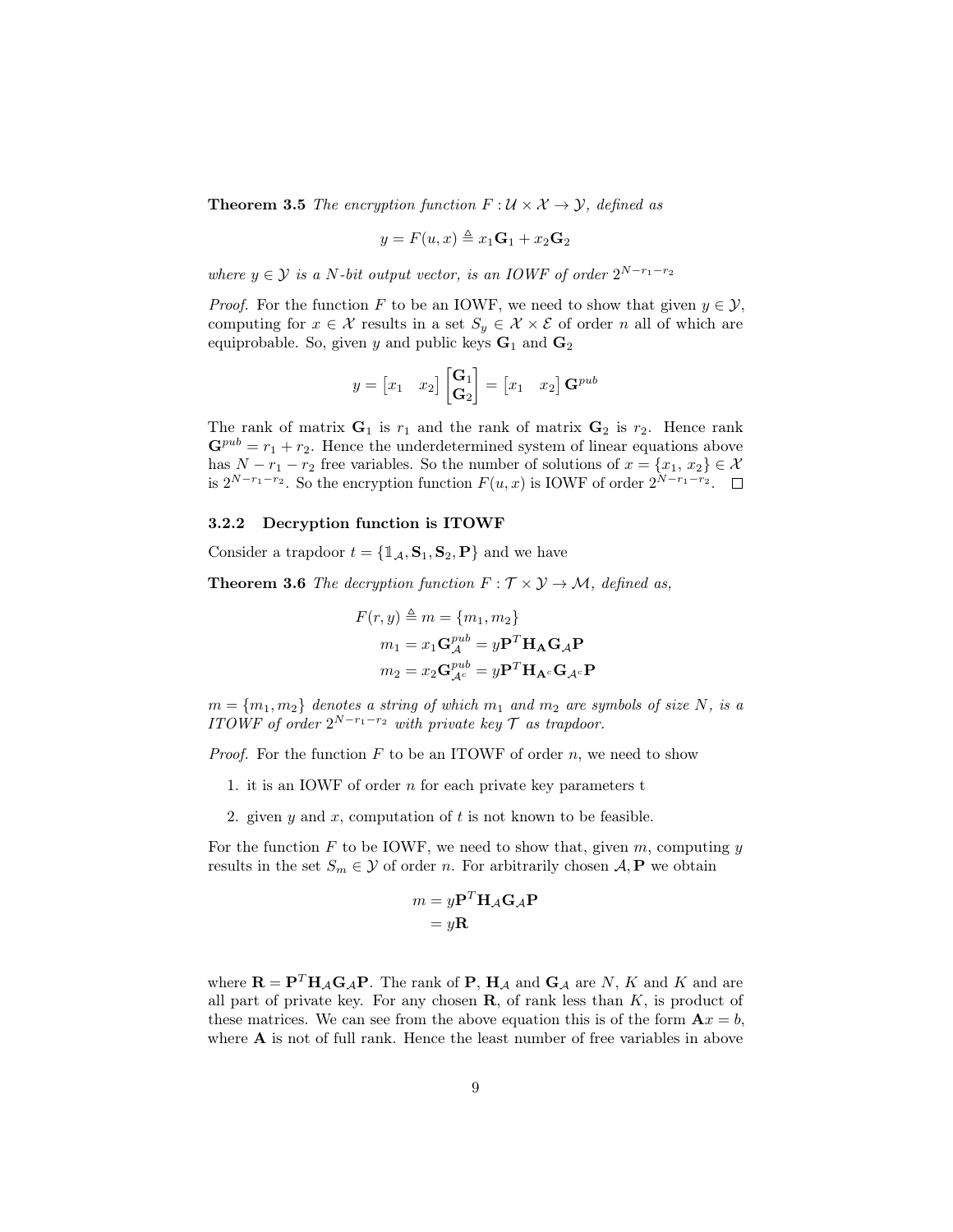**Theorem 3.5** *The encryption function $F : \mathcal{U} \times \mathcal{X} \to \mathcal{Y}$, defined as*

$$y = F(u, x) \triangleq x_1\mathbf{G}_1 + x_2\mathbf{G}_2$$

*where $y \in \mathcal{Y}$ is a $N$-bit output vector, is an IOWF of order $2^{N-r_1-r_2}$*

*Proof.* For the function $F$ to be an IOWF, we need to show that given $y \in \mathcal{Y}$, computing for $x \in \mathcal{X}$ results in a set $S_y \in \mathcal{X} \times \mathcal{E}$ of order $n$ all of which are equiprobable. So, given $y$ and public keys $\mathbf{G}_1$ and $\mathbf{G}_2$

$$y = \begin{bmatrix} x_1 & x_2 \end{bmatrix} \begin{bmatrix} \mathbf{G}_1 \\ \mathbf{G}_2 \end{bmatrix} = \begin{bmatrix} x_1 & x_2 \end{bmatrix} \mathbf{G}^{pub}$$

The rank of matrix $\mathbf{G}_1$ is $r_1$ and the rank of matrix $\mathbf{G}_2$ is $r_2$. Hence rank $\mathbf{G}^{pub} = r_1 + r_2$. Hence the underdetermined system of linear equations above has $N - r_1 - r_2$ free variables. So the number of solutions of $x = \{x_1, x_2\} \in \mathcal{X}$ is $2^{N-r_1-r_2}$. So the encryption function $F(u, x)$ is IOWF of order $2^{N-r_1-r_2}$. □

### 3.2.2 Decryption function is ITOWF

Consider a trapdoor $t = \{\mathbb{1}_{\mathcal{A}}, \mathbf{S}_1, \mathbf{S}_2, \mathbf{P}\}$ and we have

**Theorem 3.6** *The decryption function $F : \mathcal{T} \times \mathcal{Y} \to \mathcal{M}$, defined as,*

$$\begin{aligned}
F(r, y) &\triangleq m = \{m_1, m_2\} \\
m_1 &= x_1\mathbf{G}^{pub}_{\mathcal{A}} = y\mathbf{P}^T\mathbf{H}_{\mathbf{A}}\mathbf{G}_{\mathcal{A}}\mathbf{P} \\
m_2 &= x_2\mathbf{G}^{pub}_{\mathcal{A}^c} = y\mathbf{P}^T\mathbf{H}_{\mathbf{A}^c}\mathbf{G}_{\mathcal{A}^c}\mathbf{P}
\end{aligned}$$

*$m = \{m_1, m_2\}$ denotes a string of which $m_1$ and $m_2$ are symbols of size $N$, is a ITOWF of order $2^{N-r_1-r_2}$ with private key $\mathcal{T}$ as trapdoor.*

*Proof.* For the function $F$ to be an ITOWF of order $n$, we need to show

1. it is an IOWF of order $n$ for each private key parameters t
2. given $y$ and $x$, computation of $t$ is not known to be feasible.

For the function $F$ to be IOWF, we need to show that, given $m$, computing $y$ results in the set $S_m \in \mathcal{Y}$ of order $n$. For arbitrarily chosen $\mathcal{A}, \mathbf{P}$ we obtain

$$\begin{aligned}
m &= y\mathbf{P}^T\mathbf{H}_{\mathcal{A}}\mathbf{G}_{\mathcal{A}}\mathbf{P} \\
&= y\mathbf{R}
\end{aligned}$$

where $\mathbf{R} = \mathbf{P}^T\mathbf{H}_{\mathcal{A}}\mathbf{G}_{\mathcal{A}}\mathbf{P}$. The rank of $\mathbf{P}$, $\mathbf{H}_{\mathcal{A}}$ and $\mathbf{G}_{\mathcal{A}}$ are $N$, $K$ and $K$ and are all part of private key. For any chosen $\mathbf{R}$, of rank less than $K$, is product of these matrices. We can see from the above equation this is of the form $\mathbf{A}x = b$, where $\mathbf{A}$ is not of full rank. Hence the least number of free variables in above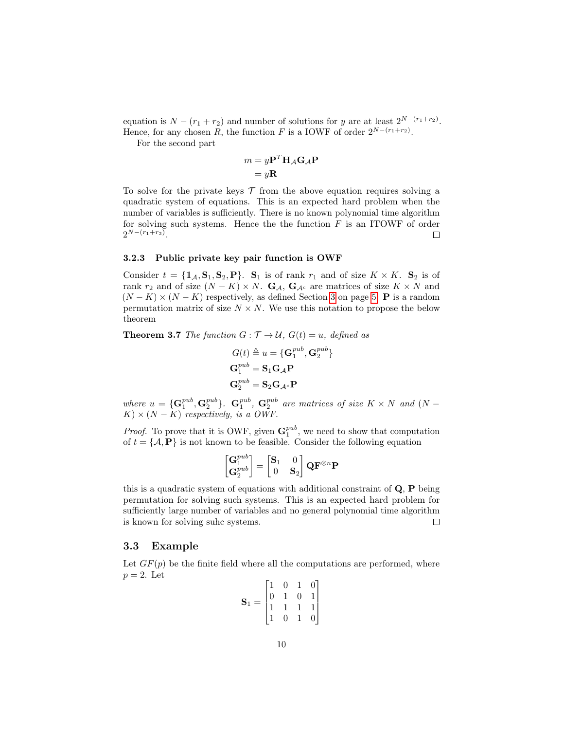equation is $N - (r_1 + r_2)$ and number of solutions for $y$ are at least $2^{N-(r_1+r_2)}$. Hence, for any chosen $R$, the function $F$ is a IOWF of order $2^{N-(r_1+r_2)}$.

For the second part

$$
\begin{aligned}
m &= y\mathbf{P}^T\mathbf{H}_{\mathcal{A}}\mathbf{G}_{\mathcal{A}}\mathbf{P} \\
&= y\mathbf{R}
\end{aligned}
$$

To solve for the private keys $\mathcal{T}$ from the above equation requires solving a quadratic system of equations. This is an expected hard problem when the number of variables is sufficiently. There is no known polynomial time algorithm for solving such systems. Hence the the function $F$ is an ITOWF of order $2^{N-(r_1+r_2)}$. □

### 3.2.3 Public private key pair function is OWF

Consider $t = \{\mathbb{1}_{\mathcal{A}}, \mathbf{S}_1, \mathbf{S}_2, \mathbf{P}\}$. $\mathbf{S}_1$ is of rank $r_1$ and of size $K \times K$. $\mathbf{S}_2$ is of rank $r_2$ and of size $(N-K) \times N$. $\mathbf{G}_{\mathcal{A}}$, $\mathbf{G}_{\mathcal{A}^c}$ are matrices of size $K \times N$ and $(N-K) \times (N-K)$ respectively, as defined Section 3 on page 5. $\mathbf{P}$ is a random permutation matrix of size $N \times N$. We use this notation to propose the below theorem

**Theorem 3.7** *The function $G : \mathcal{T} \to \mathcal{U}$, $G(t) = u$, defined as*

$$
\begin{aligned}
G(t) &\triangleq u = \{\mathbf{G}_1^{pub}, \mathbf{G}_2^{pub}\} \\
\mathbf{G}_1^{pub} &= \mathbf{S}_1\mathbf{G}_{\mathcal{A}}\mathbf{P} \\
\mathbf{G}_2^{pub} &= \mathbf{S}_2\mathbf{G}_{\mathcal{A}^c}\mathbf{P}
\end{aligned}
$$

*where $u = \{\mathbf{G}_1^{pub}, \mathbf{G}_2^{pub}\}$. $\mathbf{G}_1^{pub}$, $\mathbf{G}_2^{pub}$ are matrices of size $K \times N$ and $(N-K) \times (N-K)$ respectively, is a OWF.*

*Proof.* To prove that it is OWF, given $\mathbf{G}_1^{pub}$, we need to show that computation of $t = \{\mathcal{A}, \mathbf{P}\}$ is not known to be feasible. Consider the following equation

$$
\begin{bmatrix} \mathbf{G}_1^{pub} \\ \mathbf{G}_2^{pub} \end{bmatrix} = \begin{bmatrix} \mathbf{S}_1 & 0 \\ 0 & \mathbf{S}_2 \end{bmatrix} \mathbf{Q}\mathbf{F}^{\otimes n}\mathbf{P}
$$

this is a quadratic system of equations with additional constraint of $\mathbf{Q}$, $\mathbf{P}$ being permutation for solving such systems. This is an expected hard problem for sufficiently large number of variables and no general polynomial time algorithm is known for solving suhc systems. □

## 3.3 Example

Let $GF(p)$ be the finite field where all the computations are performed, where $p = 2$. Let

$$
\mathbf{S}_1 = \begin{bmatrix} 1 & 0 & 1 & 0 \\ 0 & 1 & 0 & 1 \\ 1 & 1 & 1 & 1 \\ 1 & 0 & 1 & 0 \end{bmatrix}
$$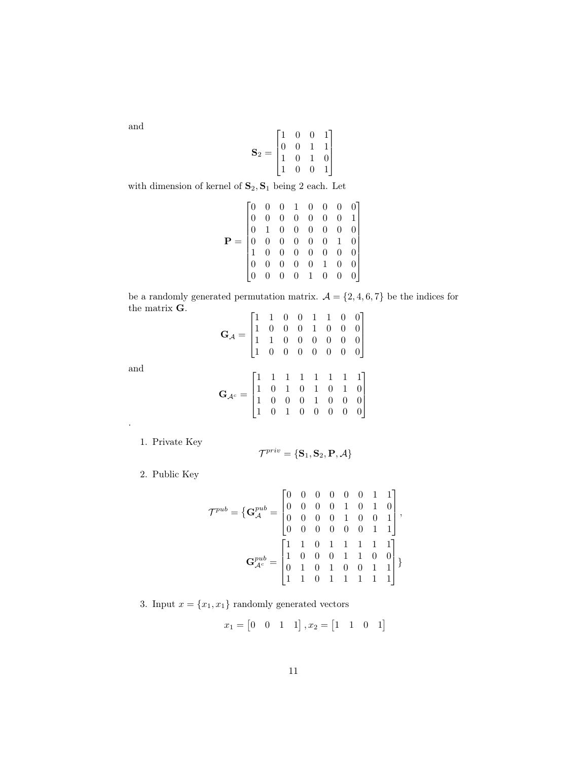and

$$\mathbf{S}_2 = \begin{bmatrix} 1 & 0 & 0 & 1 \\ 0 & 0 & 1 & 1 \\ 1 & 0 & 1 & 0 \\ 1 & 0 & 0 & 1 \end{bmatrix}$$

with dimension of kernel of $\mathbf{S}_2, \mathbf{S}_1$ being 2 each. Let

$$\mathbf{P} = \begin{bmatrix} 0 & 0 & 0 & 1 & 0 & 0 & 0 & 0 \\ 0 & 0 & 0 & 0 & 0 & 0 & 0 & 1 \\ 0 & 1 & 0 & 0 & 0 & 0 & 0 & 0 \\ 0 & 0 & 0 & 0 & 0 & 0 & 1 & 0 \\ 1 & 0 & 0 & 0 & 0 & 0 & 0 & 0 \\ 0 & 0 & 0 & 0 & 0 & 1 & 0 & 0 \\ 0 & 0 & 0 & 0 & 1 & 0 & 0 & 0 \end{bmatrix}$$

be a randomly generated permutation matrix. $\mathcal{A} = \{2, 4, 6, 7\}$ be the indices for the matrix $\mathbf{G}$.

$$\mathbf{G}_{\mathcal{A}} = \begin{bmatrix} 1 & 1 & 0 & 0 & 1 & 1 & 0 & 0 \\ 1 & 0 & 0 & 0 & 1 & 0 & 0 & 0 \\ 1 & 1 & 0 & 0 & 0 & 0 & 0 & 0 \\ 1 & 0 & 0 & 0 & 0 & 0 & 0 & 0 \end{bmatrix}$$

and

$$\mathbf{G}_{\mathcal{A}^c} = \begin{bmatrix} 1 & 1 & 1 & 1 & 1 & 1 & 1 & 1 \\ 1 & 0 & 1 & 0 & 1 & 0 & 1 & 0 \\ 1 & 0 & 0 & 0 & 1 & 0 & 0 & 0 \\ 1 & 0 & 1 & 0 & 0 & 0 & 0 & 0 \end{bmatrix}$$

.

1. Private Key

$$\mathcal{T}^{priv} = \{\mathbf{S}_1, \mathbf{S}_2, \mathbf{P}, \mathcal{A}\}$$

2. Public Key

$$\mathcal{T}^{pub} = \{\mathbf{G}_{\mathcal{A}}^{pub} = \begin{bmatrix} 0 & 0 & 0 & 0 & 0 & 0 & 1 & 1 \\ 0 & 0 & 0 & 0 & 1 & 0 & 1 & 0 \\ 0 & 0 & 0 & 0 & 1 & 0 & 0 & 1 \\ 0 & 0 & 0 & 0 & 0 & 0 & 1 & 1 \end{bmatrix},$$

$$\mathbf{G}_{\mathcal{A}^c}^{pub} = \begin{bmatrix} 1 & 1 & 0 & 1 & 1 & 1 & 1 & 1 \\ 1 & 0 & 0 & 0 & 1 & 1 & 0 & 0 \\ 0 & 1 & 0 & 1 & 0 & 0 & 1 & 1 \\ 1 & 1 & 0 & 1 & 1 & 1 & 1 & 1 \end{bmatrix}\}$$

3. Input $x = \{x_1, x_1\}$ randomly generated vectors

$$x_1 = \begin{bmatrix} 0 & 0 & 1 & 1 \end{bmatrix}, x_2 = \begin{bmatrix} 1 & 1 & 0 & 1 \end{bmatrix}$$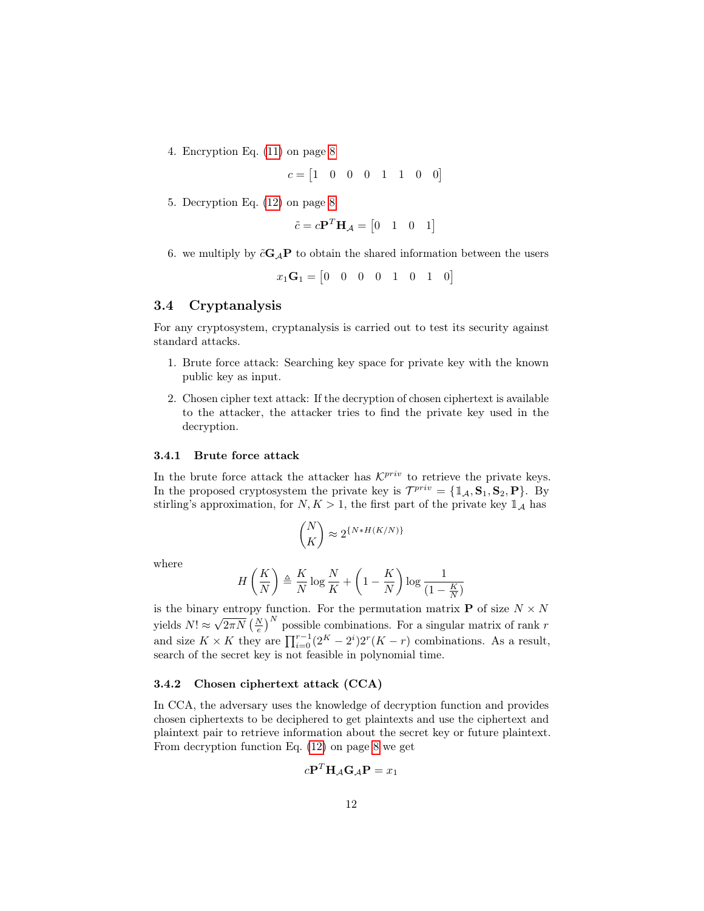4. Encryption Eq. (11) on page 8

$$c = \begin{bmatrix} 1 & 0 & 0 & 0 & 1 & 1 & 0 & 0 \end{bmatrix}$$

5. Decryption Eq. (12) on page 8

$$\tilde{c} = c\mathbf{P}^T\mathbf{H}_{\mathcal{A}} = \begin{bmatrix} 0 & 1 & 0 & 1 \end{bmatrix}$$

6. we multiply by $\tilde{c}\mathbf{G}_{\mathcal{A}}\mathbf{P}$ to obtain the shared information between the users

$$x_1\mathbf{G}_1 = \begin{bmatrix} 0 & 0 & 0 & 0 & 1 & 0 & 1 & 0 \end{bmatrix}$$

## 3.4 Cryptanalysis

For any cryptosystem, cryptanalysis is carried out to test its security against standard attacks.

1. Brute force attack: Searching key space for private key with the known public key as input.
2. Chosen cipher text attack: If the decryption of chosen ciphertext is available to the attacker, the attacker tries to find the private key used in the decryption.

### 3.4.1 Brute force attack

In the brute force attack the attacker has $\mathcal{K}^{priv}$ to retrieve the private keys. In the proposed cryptosystem the private key is $\mathcal{T}^{priv} = \{\mathbb{1}_{\mathcal{A}}, \mathbf{S}_1, \mathbf{S}_2, \mathbf{P}\}$. By stirling's approximation, for $N, K > 1$, the first part of the private key $\mathbb{1}_{\mathcal{A}}$ has

$$\binom{N}{K} \approx 2^{\{N * H(K/N)\}}$$

where

$$H\left(\frac{K}{N}\right) \triangleq \frac{K}{N}\log\frac{N}{K} + \left(1 - \frac{K}{N}\right)\log\frac{1}{(1-\frac{K}{N})}$$

is the binary entropy function. For the permutation matrix $\mathbf{P}$ of size $N \times N$ yields $N! \approx \sqrt{2\pi N}\left(\frac{N}{e}\right)^N$ possible combinations. For a singular matrix of rank $r$ and size $K \times K$ they are $\prod_{i=0}^{r-1}(2^K - 2^i)2^r(K-r)$ combinations. As a result, search of the secret key is not feasible in polynomial time.

### 3.4.2 Chosen ciphertext attack (CCA)

In CCA, the adversary uses the knowledge of decryption function and provides chosen ciphertexts to be deciphered to get plaintexts and use the ciphertext and plaintext pair to retrieve information about the secret key or future plaintext. From decryption function Eq. (12) on page 8 we get

$$c\mathbf{P}^T\mathbf{H}_{\mathcal{A}}\mathbf{G}_{\mathcal{A}}\mathbf{P} = x_1$$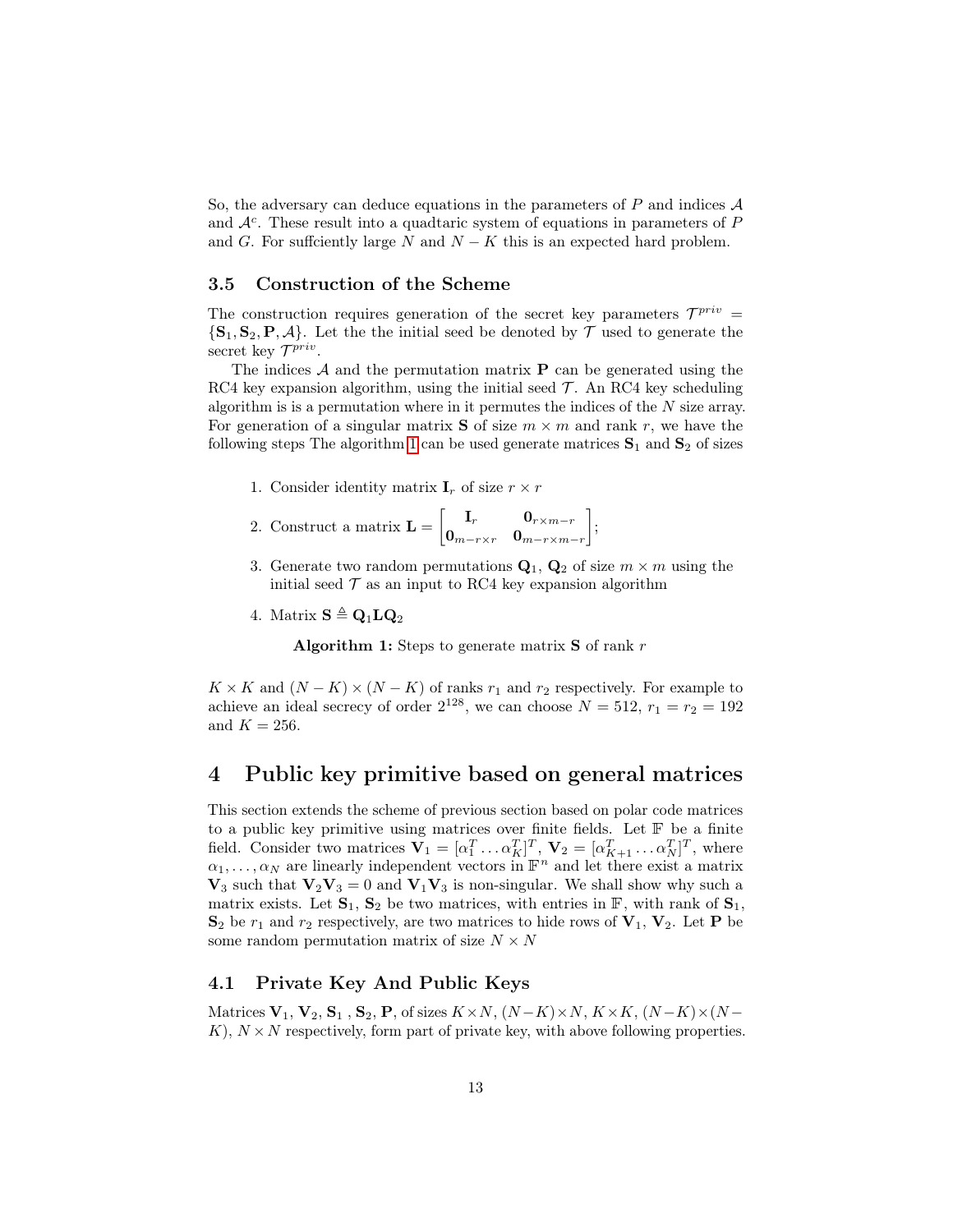So, the adversary can deduce equations in the parameters of $P$ and indices $\mathcal{A}$ and $\mathcal{A}^c$. These result into a quadtaric system of equations in parameters of $P$ and $G$. For suffciently large $N$ and $N-K$ this is an expected hard problem.

### 3.5 Construction of the Scheme

The construction requires generation of the secret key parameters $\mathcal{T}^{priv} = \{\mathbf{S}_1, \mathbf{S}_2, \mathbf{P}, \mathcal{A}\}$. Let the the initial seed be denoted by $\mathcal{T}$ used to generate the secret key $\mathcal{T}^{priv}$.

The indices $\mathcal{A}$ and the permutation matrix $\mathbf{P}$ can be generated using the RC4 key expansion algorithm, using the initial seed $\mathcal{T}$. An RC4 key scheduling algorithm is is a permutation where in it permutes the indices of the $N$ size array. For generation of a singular matrix $\mathbf{S}$ of size $m \times m$ and rank $r$, we have the following steps The algorithm 1 can be used generate matrices $\mathbf{S}_1$ and $\mathbf{S}_2$ of sizes

1. Consider identity matrix $\mathbf{I}_r$ of size $r \times r$
2. Construct a matrix $\mathbf{L} = \begin{bmatrix} \mathbf{I}_r & \mathbf{0}_{r\times m-r} \\ \mathbf{0}_{m-r\times r} & \mathbf{0}_{m-r\times m-r} \end{bmatrix}$;
3. Generate two random permutations $\mathbf{Q}_1$, $\mathbf{Q}_2$ of size $m \times m$ using the initial seed $\mathcal{T}$ as an input to RC4 key expansion algorithm
4. Matrix $\mathbf{S} \triangleq \mathbf{Q}_1 \mathbf{L} \mathbf{Q}_2$

**Algorithm 1:** Steps to generate matrix $\mathbf{S}$ of rank $r$

$K \times K$ and $(N-K) \times (N-K)$ of ranks $r_1$ and $r_2$ respectively. For example to achieve an ideal secrecy of order $2^{128}$, we can choose $N = 512$, $r_1 = r_2 = 192$ and $K = 256$.

## 4 Public key primitive based on general matrices

This section extends the scheme of previous section based on polar code matrices to a public key primitive using matrices over finite fields. Let $\mathbb{F}$ be a finite field. Consider two matrices $\mathbf{V}_1 = [\alpha_1^T \dots \alpha_K^T]^T$, $\mathbf{V}_2 = [\alpha_{K+1}^T \dots \alpha_N^T]^T$, where $\alpha_1, \dots, \alpha_N$ are linearly independent vectors in $\mathbb{F}^n$ and let there exist a matrix $\mathbf{V}_3$ such that $\mathbf{V}_2\mathbf{V}_3 = 0$ and $\mathbf{V}_1\mathbf{V}_3$ is non-singular. We shall show why such a matrix exists. Let $\mathbf{S}_1$, $\mathbf{S}_2$ be two matrices, with entries in $\mathbb{F}$, with rank of $\mathbf{S}_1$, $\mathbf{S}_2$ be $r_1$ and $r_2$ respectively, are two matrices to hide rows of $\mathbf{V}_1$, $\mathbf{V}_2$. Let $\mathbf{P}$ be some random permutation matrix of size $N \times N$

### 4.1 Private Key And Public Keys

Matrices $\mathbf{V}_1$, $\mathbf{V}_2$, $\mathbf{S}_1$ , $\mathbf{S}_2$, $\mathbf{P}$, of sizes $K \times N$, $(N-K) \times N$, $K \times K$, $(N-K) \times (N-K)$, $N \times N$ respectively, form part of private key, with above following properties.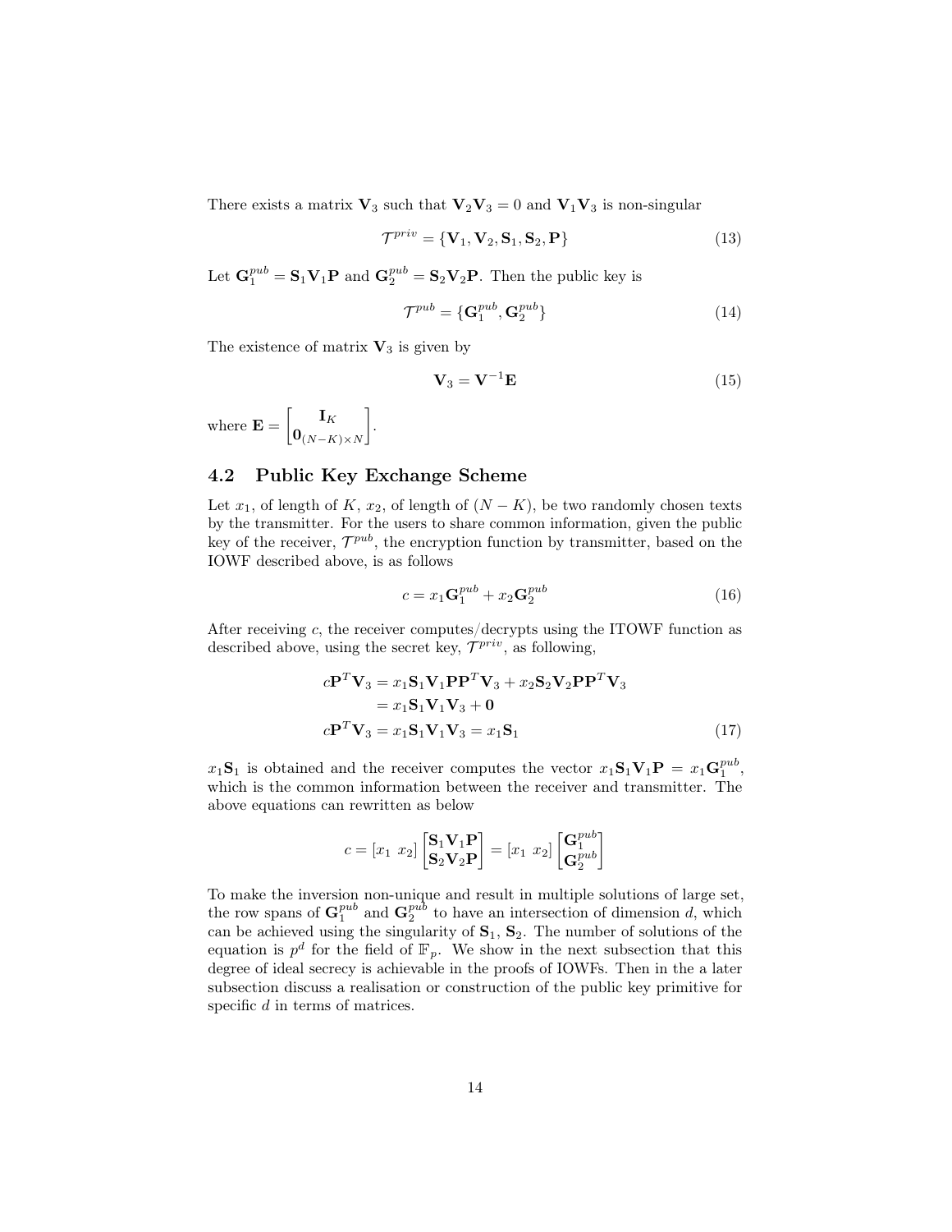There exists a matrix $\mathbf{V}_3$ such that $\mathbf{V}_2\mathbf{V}_3 = 0$ and $\mathbf{V}_1\mathbf{V}_3$ is non-singular

$$\mathcal{T}^{priv} = \{\mathbf{V}_1, \mathbf{V}_2, \mathbf{S}_1, \mathbf{S}_2, \mathbf{P}\} \tag{13}$$

Let $\mathbf{G}_1^{pub} = \mathbf{S}_1\mathbf{V}_1\mathbf{P}$ and $\mathbf{G}_2^{pub} = \mathbf{S}_2\mathbf{V}_2\mathbf{P}$. Then the public key is

$$\mathcal{T}^{pub} = \{\mathbf{G}_1^{pub}, \mathbf{G}_2^{pub}\} \tag{14}$$

The existence of matrix $\mathbf{V}_3$ is given by

$$\mathbf{V}_3 = \mathbf{V}^{-1}\mathbf{E} \tag{15}$$

where $\mathbf{E} = \begin{bmatrix} \mathbf{I}_K \\ \mathbf{0}_{(N-K)\times N} \end{bmatrix}$.

## 4.2 Public Key Exchange Scheme

Let $x_1$, of length of $K$, $x_2$, of length of $(N-K)$, be two randomly chosen texts by the transmitter. For the users to share common information, given the public key of the receiver, $\mathcal{T}^{pub}$, the encryption function by transmitter, based on the IOWF described above, is as follows

$$c = x_1\mathbf{G}_1^{pub} + x_2\mathbf{G}_2^{pub} \tag{16}$$

After receiving $c$, the receiver computes/decrypts using the ITOWF function as described above, using the secret key, $\mathcal{T}^{priv}$, as following,

$$\begin{aligned} c\mathbf{P}^T\mathbf{V}_3 &= x_1\mathbf{S}_1\mathbf{V}_1\mathbf{P}\mathbf{P}^T\mathbf{V}_3 + x_2\mathbf{S}_2\mathbf{V}_2\mathbf{P}\mathbf{P}^T\mathbf{V}_3 \\ &= x_1\mathbf{S}_1\mathbf{V}_1\mathbf{V}_3 + \mathbf{0} \\ c\mathbf{P}^T\mathbf{V}_3 &= x_1\mathbf{S}_1\mathbf{V}_1\mathbf{V}_3 = x_1\mathbf{S}_1 \end{aligned} \tag{17}$$

$x_1\mathbf{S}_1$ is obtained and the receiver computes the vector $x_1\mathbf{S}_1\mathbf{V}_1\mathbf{P} = x_1\mathbf{G}_1^{pub}$, which is the common information between the receiver and transmitter. The above equations can rewritten as below

$$c = [x_1 \ x_2]\begin{bmatrix} \mathbf{S}_1\mathbf{V}_1\mathbf{P} \\ \mathbf{S}_2\mathbf{V}_2\mathbf{P} \end{bmatrix} = [x_1 \ x_2]\begin{bmatrix} \mathbf{G}_1^{pub} \\ \mathbf{G}_2^{pub} \end{bmatrix}$$

To make the inversion non-unique and result in multiple solutions of large set, the row spans of $\mathbf{G}_1^{pub}$ and $\mathbf{G}_2^{pub}$ to have an intersection of dimension $d$, which can be achieved using the singularity of $\mathbf{S}_1$, $\mathbf{S}_2$. The number of solutions of the equation is $p^d$ for the field of $\mathbb{F}_p$. We show in the next subsection that this degree of ideal secrecy is achievable in the proofs of IOWFs. Then in the a later subsection discuss a realisation or construction of the public key primitive for specific $d$ in terms of matrices.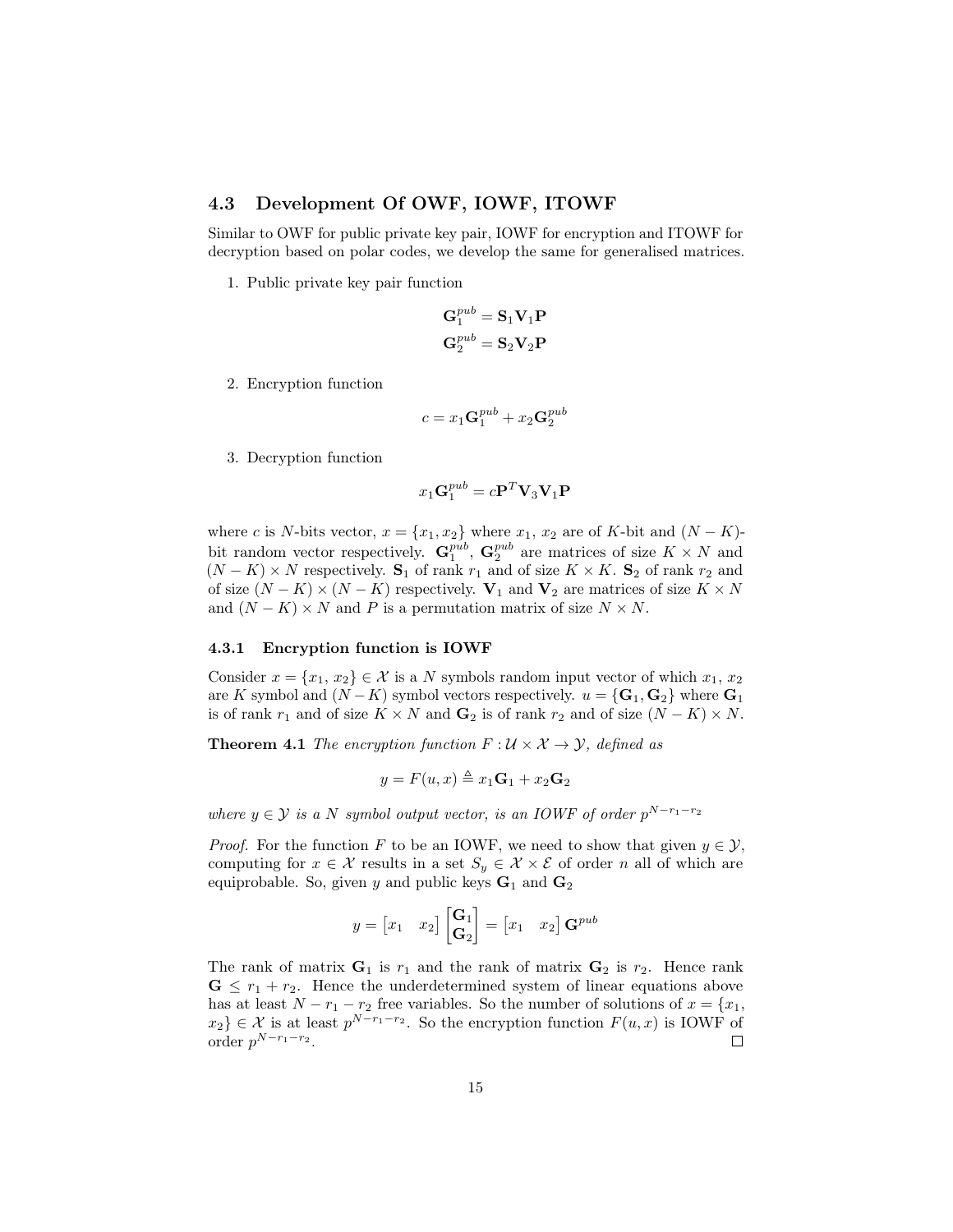## 4.3 Development Of OWF, IOWF, ITOWF

Similar to OWF for public private key pair, IOWF for encryption and ITOWF for decryption based on polar codes, we develop the same for generalised matrices.

1. Public private key pair function

$$\mathbf{G}_1^{pub} = \mathbf{S}_1\mathbf{V}_1\mathbf{P}$$
$$\mathbf{G}_2^{pub} = \mathbf{S}_2\mathbf{V}_2\mathbf{P}$$

2. Encryption function

$$c = x_1\mathbf{G}_1^{pub} + x_2\mathbf{G}_2^{pub}$$

3. Decryption function

$$x_1\mathbf{G}_1^{pub} = c\mathbf{P}^T\mathbf{V}_3\mathbf{V}_1\mathbf{P}$$

where $c$ is $N$-bits vector, $x = \{x_1, x_2\}$ where $x_1$, $x_2$ are of $K$-bit and $(N-K)$-bit random vector respectively. $\mathbf{G}_1^{pub}$, $\mathbf{G}_2^{pub}$ are matrices of size $K \times N$ and $(N-K) \times N$ respectively. $\mathbf{S}_1$ of rank $r_1$ and of size $K \times K$. $\mathbf{S}_2$ of rank $r_2$ and of size $(N-K) \times (N-K)$ respectively. $\mathbf{V}_1$ and $\mathbf{V}_2$ are matrices of size $K \times N$ and $(N-K) \times N$ and $P$ is a permutation matrix of size $N \times N$.

### 4.3.1 Encryption function is IOWF

Consider $x = \{x_1, x_2\} \in \mathcal{X}$ is a $N$ symbols random input vector of which $x_1$, $x_2$ are $K$ symbol and $(N-K)$ symbol vectors respectively. $u = \{\mathbf{G}_1, \mathbf{G}_2\}$ where $\mathbf{G}_1$ is of rank $r_1$ and of size $K \times N$ and $\mathbf{G}_2$ is of rank $r_2$ and of size $(N-K) \times N$.

**Theorem 4.1** *The encryption function $F : \mathcal{U} \times \mathcal{X} \to \mathcal{Y}$, defined as*

$$y = F(u, x) \triangleq x_1\mathbf{G}_1 + x_2\mathbf{G}_2$$

*where $y \in \mathcal{Y}$ is a $N$ symbol output vector, is an IOWF of order $p^{N-r_1-r_2}$*

*Proof.* For the function $F$ to be an IOWF, we need to show that given $y \in \mathcal{Y}$, computing for $x \in \mathcal{X}$ results in a set $S_y \in \mathcal{X} \times \mathcal{E}$ of order $n$ all of which are equiprobable. So, given $y$ and public keys $\mathbf{G}_1$ and $\mathbf{G}_2$

$$y = \begin{bmatrix} x_1 & x_2 \end{bmatrix} \begin{bmatrix} \mathbf{G}_1 \\ \mathbf{G}_2 \end{bmatrix} = \begin{bmatrix} x_1 & x_2 \end{bmatrix} \mathbf{G}^{pub}$$

The rank of matrix $\mathbf{G}_1$ is $r_1$ and the rank of matrix $\mathbf{G}_2$ is $r_2$. Hence rank $\mathbf{G} \leq r_1 + r_2$. Hence the underdetermined system of linear equations above has at least $N - r_1 - r_2$ free variables. So the number of solutions of $x = \{x_1, x_2\} \in \mathcal{X}$ is at least $p^{N-r_1-r_2}$. So the encryption function $F(u, x)$ is IOWF of order $p^{N-r_1-r_2}$. □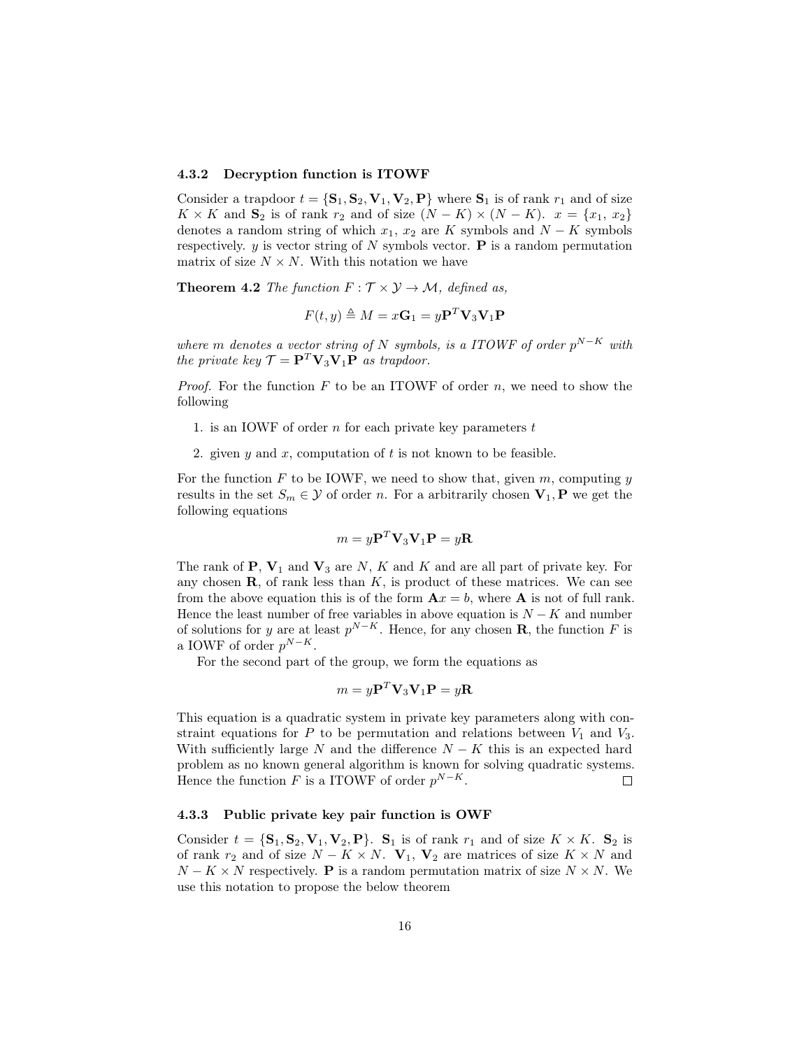### 4.3.2 Decryption function is ITOWF

Consider a trapdoor $t = \{\mathbf{S}_1, \mathbf{S}_2, \mathbf{V}_1, \mathbf{V}_2, \mathbf{P}\}$ where $\mathbf{S}_1$ is of rank $r_1$ and of size $K \times K$ and $\mathbf{S}_2$ is of rank $r_2$ and of size $(N-K) \times (N-K)$. $x = \{x_1, x_2\}$ denotes a random string of which $x_1$, $x_2$ are $K$ symbols and $N-K$ symbols respectively. $y$ is vector string of $N$ symbols vector. $\mathbf{P}$ is a random permutation matrix of size $N \times N$. With this notation we have

**Theorem 4.2** *The function $F : \mathcal{T} \times \mathcal{Y} \rightarrow \mathcal{M}$, defined as,*

$$F(t, y) \triangleq M = x\mathbf{G}_1 = y\mathbf{P}^T\mathbf{V}_3\mathbf{V}_1\mathbf{P}$$

*where $m$ denotes a vector string of $N$ symbols, is a ITOWF of order $p^{N-K}$ with the private key $\mathcal{T} = \mathbf{P}^T\mathbf{V}_3\mathbf{V}_1\mathbf{P}$ as trapdoor.*

*Proof.* For the function $F$ to be an ITOWF of order $n$, we need to show the following

1. is an IOWF of order $n$ for each private key parameters $t$
2. given $y$ and $x$, computation of $t$ is not known to be feasible.

For the function $F$ to be IOWF, we need to show that, given $m$, computing $y$ results in the set $S_m \in \mathcal{Y}$ of order $n$. For a arbitrarily chosen $\mathbf{V}_1, \mathbf{P}$ we get the following equations

$$m = y\mathbf{P}^T\mathbf{V}_3\mathbf{V}_1\mathbf{P} = y\mathbf{R}$$

The rank of $\mathbf{P}$, $\mathbf{V}_1$ and $\mathbf{V}_3$ are $N$, $K$ and $K$ and are all part of private key. For any chosen $\mathbf{R}$, of rank less than $K$, is product of these matrices. We can see from the above equation this is of the form $\mathbf{A}x = b$, where $\mathbf{A}$ is not of full rank. Hence the least number of free variables in above equation is $N-K$ and number of solutions for $y$ are at least $p^{N-K}$. Hence, for any chosen $\mathbf{R}$, the function $F$ is a IOWF of order $p^{N-K}$.

For the second part of the group, we form the equations as

$$m = y\mathbf{P}^T\mathbf{V}_3\mathbf{V}_1\mathbf{P} = y\mathbf{R}$$

This equation is a quadratic system in private key parameters along with constraint equations for $P$ to be permutation and relations between $V_1$ and $V_3$. With sufficiently large $N$ and the difference $N-K$ this is an expected hard problem as no known general algorithm is known for solving quadratic systems. Hence the function $F$ is a ITOWF of order $p^{N-K}$. □

### 4.3.3 Public private key pair function is OWF

Consider $t = \{\mathbf{S}_1, \mathbf{S}_2, \mathbf{V}_1, \mathbf{V}_2, \mathbf{P}\}$. $\mathbf{S}_1$ is of rank $r_1$ and of size $K \times K$. $\mathbf{S}_2$ is of rank $r_2$ and of size $N-K \times N$. $\mathbf{V}_1$, $\mathbf{V}_2$ are matrices of size $K \times N$ and $N-K \times N$ respectively. $\mathbf{P}$ is a random permutation matrix of size $N \times N$. We use this notation to propose the below theorem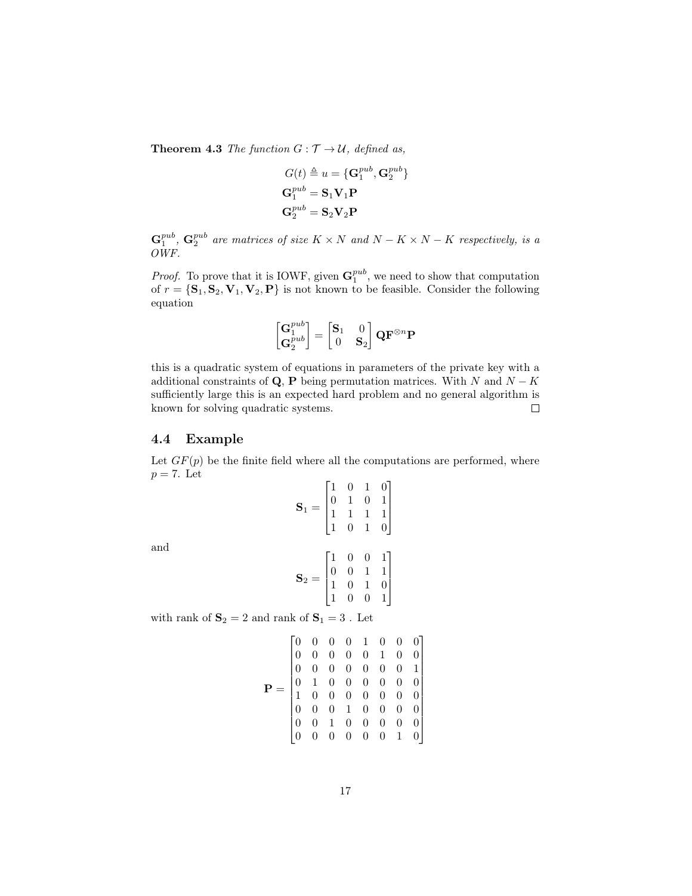**Theorem 4.3** *The function $G : \mathcal{T} \to \mathcal{U}$, defined as,*

$$
\begin{aligned}
G(t) &\triangleq u = \{\mathbf{G}_1^{pub}, \mathbf{G}_2^{pub}\} \\
\mathbf{G}_1^{pub} &= \mathbf{S}_1 \mathbf{V}_1 \mathbf{P} \\
\mathbf{G}_2^{pub} &= \mathbf{S}_2 \mathbf{V}_2 \mathbf{P}
\end{aligned}
$$

*$\mathbf{G}_1^{pub}$, $\mathbf{G}_2^{pub}$ are matrices of size $K \times N$ and $N - K \times N - K$ respectively, is a OWF.*

*Proof.* To prove that it is IOWF, given $\mathbf{G}_1^{pub}$, we need to show that computation of $r = \{\mathbf{S}_1, \mathbf{S}_2, \mathbf{V}_1, \mathbf{V}_2, \mathbf{P}\}$ is not known to be feasible. Consider the following equation

$$
\begin{bmatrix} \mathbf{G}_1^{pub} \\ \mathbf{G}_2^{pub} \end{bmatrix} = \begin{bmatrix} \mathbf{S}_1 & 0 \\ 0 & \mathbf{S}_2 \end{bmatrix} \mathbf{Q} \mathbf{F}^{\otimes n} \mathbf{P}
$$

this is a quadratic system of equations in parameters of the private key with a additional constraints of $\mathbf{Q}$, $\mathbf{P}$ being permutation matrices. With $N$ and $N - K$ sufficiently large this is an expected hard problem and no general algorithm is known for solving quadratic systems. $\square$

## 4.4 Example

Let $GF(p)$ be the finite field where all the computations are performed, where $p = 7$. Let

$$
\mathbf{S}_1 = \begin{bmatrix} 1 & 0 & 1 & 0 \\ 0 & 1 & 0 & 1 \\ 1 & 1 & 1 & 1 \\ 1 & 0 & 1 & 0 \end{bmatrix}
$$

and

$$
\mathbf{S}_2 = \begin{bmatrix} 1 & 0 & 0 & 1 \\ 0 & 0 & 1 & 1 \\ 1 & 0 & 1 & 0 \\ 1 & 0 & 0 & 1 \end{bmatrix}
$$

with rank of $\mathbf{S}_2 = 2$ and rank of $\mathbf{S}_1 = 3$ . Let

$$
\mathbf{P} = \begin{bmatrix}
0 & 0 & 0 & 0 & 1 & 0 & 0 & 0 \\
0 & 0 & 0 & 0 & 0 & 1 & 0 & 0 \\
0 & 0 & 0 & 0 & 0 & 0 & 0 & 1 \\
0 & 1 & 0 & 0 & 0 & 0 & 0 & 0 \\
1 & 0 & 0 & 0 & 0 & 0 & 0 & 0 \\
0 & 0 & 0 & 1 & 0 & 0 & 0 & 0 \\
0 & 0 & 1 & 0 & 0 & 0 & 0 & 0 \\
0 & 0 & 0 & 0 & 0 & 0 & 1 & 0
\end{bmatrix}
$$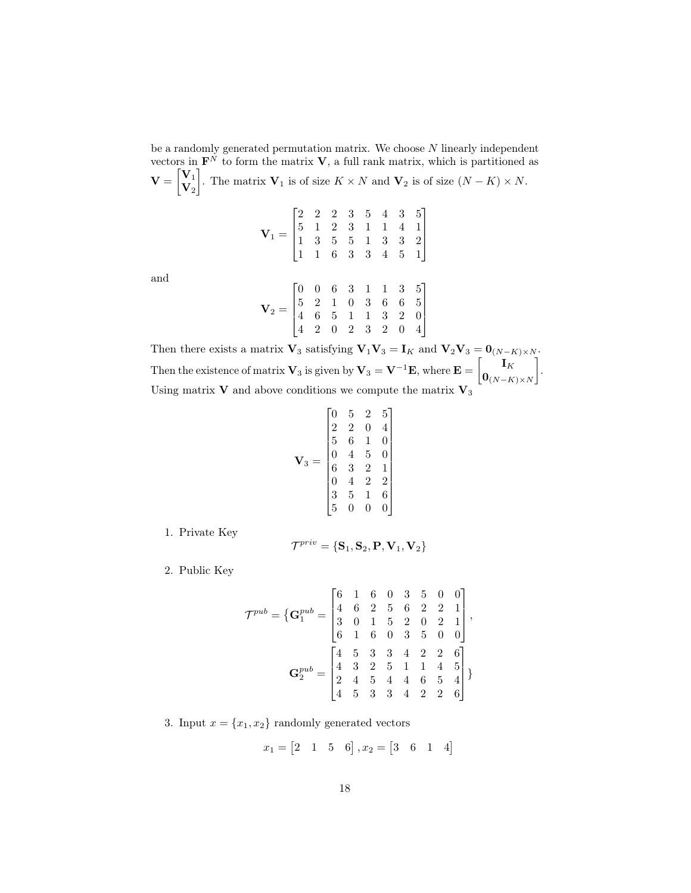be a randomly generated permutation matrix. We choose $N$ linearly independent vectors in $\mathbf{F}^N$ to form the matrix $\mathbf{V}$, a full rank matrix, which is partitioned as $\mathbf{V} = \begin{bmatrix} \mathbf{V}_1 \\ \mathbf{V}_2 \end{bmatrix}$. The matrix $\mathbf{V}_1$ is of size $K \times N$ and $\mathbf{V}_2$ is of size $(N-K) \times N$.

$$\mathbf{V}_1 = \begin{bmatrix} 2 & 2 & 2 & 3 & 5 & 4 & 3 & 5 \\ 5 & 1 & 2 & 3 & 1 & 1 & 4 & 1 \\ 1 & 3 & 5 & 5 & 1 & 3 & 3 & 2 \\ 1 & 1 & 6 & 3 & 3 & 4 & 5 & 1 \end{bmatrix}$$

and

$$\mathbf{V}_2 = \begin{bmatrix} 0 & 0 & 6 & 3 & 1 & 1 & 3 & 5 \\ 5 & 2 & 1 & 0 & 3 & 6 & 6 & 5 \\ 4 & 6 & 5 & 1 & 1 & 3 & 2 & 0 \\ 4 & 2 & 0 & 2 & 3 & 2 & 0 & 4 \end{bmatrix}$$

Then there exists a matrix $\mathbf{V}_3$ satisfying $\mathbf{V}_1\mathbf{V}_3 = \mathbf{I}_K$ and $\mathbf{V}_2\mathbf{V}_3 = \mathbf{0}_{(N-K)\times N}$. Then the existence of matrix $\mathbf{V}_3$ is given by $\mathbf{V}_3 = \mathbf{V}^{-1}\mathbf{E}$, where $\mathbf{E} = \begin{bmatrix} \mathbf{I}_K \\ \mathbf{0}_{(N-K)\times N} \end{bmatrix}$. Using matrix $\mathbf{V}$ and above conditions we compute the matrix $\mathbf{V}_3$

$$\mathbf{V}_3 = \begin{bmatrix} 0 & 5 & 2 & 5 \\ 2 & 2 & 0 & 4 \\ 5 & 6 & 1 & 0 \\ 0 & 4 & 5 & 0 \\ 6 & 3 & 2 & 1 \\ 0 & 4 & 2 & 2 \\ 3 & 5 & 1 & 6 \\ 5 & 0 & 0 & 0 \end{bmatrix}$$

1. Private Key

$$\mathcal{T}^{priv} = \{\mathbf{S}_1, \mathbf{S}_2, \mathbf{P}, \mathbf{V}_1, \mathbf{V}_2\}$$

2. Public Key

$$\mathcal{T}^{pub} = \Big\{ \mathbf{G}_1^{pub} = \begin{bmatrix} 6 & 1 & 6 & 0 & 3 & 5 & 0 & 0 \\ 4 & 6 & 2 & 5 & 6 & 2 & 2 & 1 \\ 3 & 0 & 1 & 5 & 2 & 0 & 2 & 1 \\ 6 & 1 & 6 & 0 & 3 & 5 & 0 & 0 \end{bmatrix},$$

$$\mathbf{G}_2^{pub} = \begin{bmatrix} 4 & 5 & 3 & 3 & 4 & 2 & 2 & 6 \\ 4 & 3 & 2 & 5 & 1 & 1 & 4 & 5 \\ 2 & 4 & 5 & 4 & 4 & 6 & 5 & 4 \\ 4 & 5 & 3 & 3 & 4 & 2 & 2 & 6 \end{bmatrix} \Big\}$$

3. Input $x = \{x_1, x_2\}$ randomly generated vectors

$$x_1 = \begin{bmatrix} 2 & 1 & 5 & 6 \end{bmatrix}, x_2 = \begin{bmatrix} 3 & 6 & 1 & 4 \end{bmatrix}$$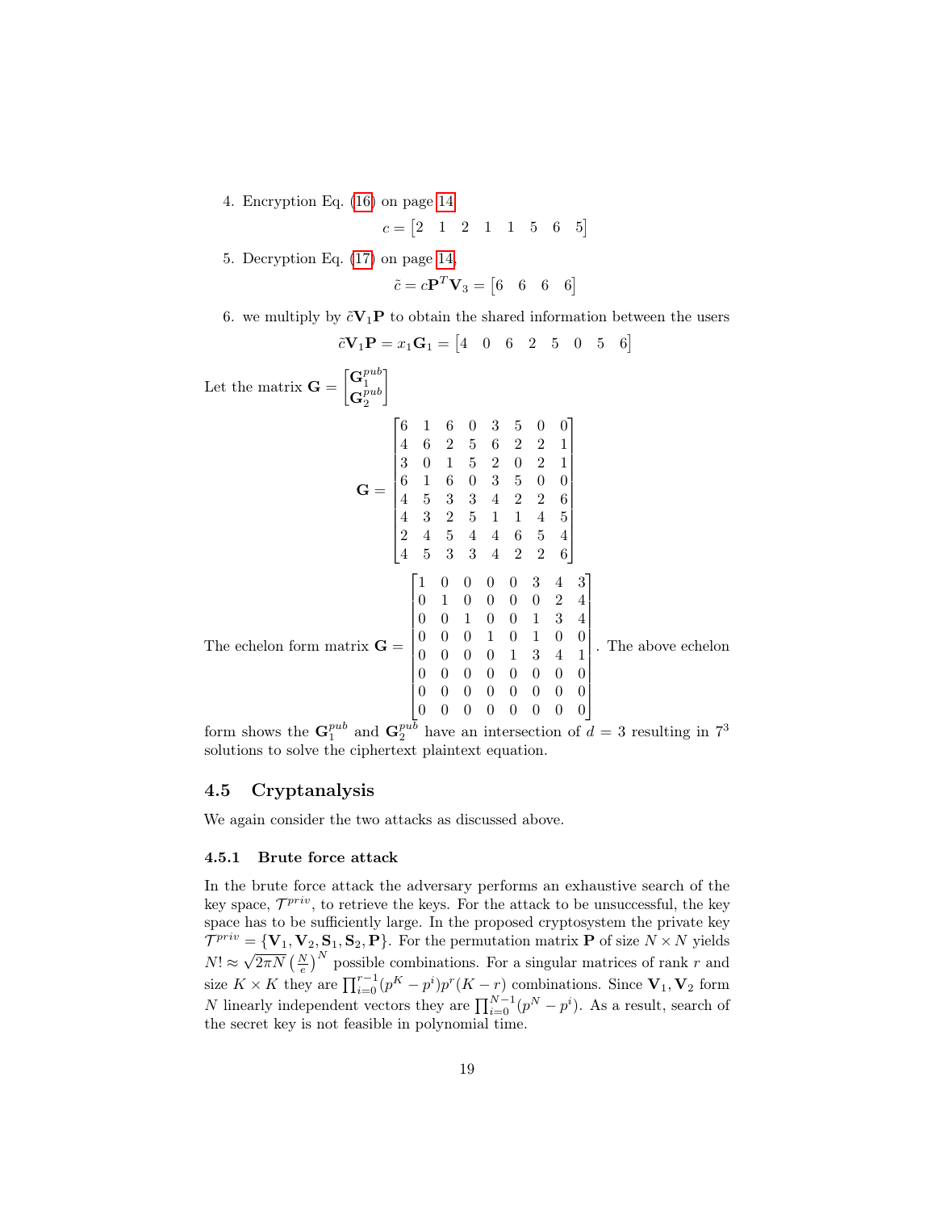4. Encryption Eq. (16) on page 14

$$c = \begin{bmatrix} 2 & 1 & 2 & 1 & 1 & 5 & 6 & 5 \end{bmatrix}$$

5. Decryption Eq. (17) on page 14,

$$\tilde{c} = c\mathbf{P}^T\mathbf{V}_3 = \begin{bmatrix} 6 & 6 & 6 & 6 \end{bmatrix}$$

6. we multiply by $\tilde{c}\mathbf{V}_1\mathbf{P}$ to obtain the shared information between the users

$$\tilde{c}\mathbf{V}_1\mathbf{P} = x_1\mathbf{G}_1 = \begin{bmatrix} 4 & 0 & 6 & 2 & 5 & 0 & 5 & 6 \end{bmatrix}$$

Let the matrix $\mathbf{G} = \begin{bmatrix} \mathbf{G}_1^{pub} \\ \mathbf{G}_2^{pub} \end{bmatrix}$

$$\mathbf{G} = \begin{bmatrix} 6 & 1 & 6 & 0 & 3 & 5 & 0 & 0 \\ 4 & 6 & 2 & 5 & 6 & 2 & 2 & 1 \\ 3 & 0 & 1 & 5 & 2 & 0 & 2 & 1 \\ 6 & 1 & 6 & 0 & 3 & 5 & 0 & 0 \\ 4 & 5 & 3 & 3 & 4 & 2 & 2 & 6 \\ 4 & 3 & 2 & 5 & 1 & 1 & 4 & 5 \\ 2 & 4 & 5 & 4 & 4 & 6 & 5 & 4 \\ 4 & 5 & 3 & 3 & 4 & 2 & 2 & 6 \end{bmatrix}$$

The echelon form matrix $\mathbf{G} = \begin{bmatrix} 1 & 0 & 0 & 0 & 0 & 3 & 4 & 3 \\ 0 & 1 & 0 & 0 & 0 & 0 & 2 & 4 \\ 0 & 0 & 1 & 0 & 0 & 1 & 3 & 4 \\ 0 & 0 & 0 & 1 & 0 & 1 & 0 & 0 \\ 0 & 0 & 0 & 0 & 1 & 3 & 4 & 1 \\ 0 & 0 & 0 & 0 & 0 & 0 & 0 & 0 \\ 0 & 0 & 0 & 0 & 0 & 0 & 0 & 0 \\ 0 & 0 & 0 & 0 & 0 & 0 & 0 & 0 \end{bmatrix}$. The above echelon form shows the $\mathbf{G}_1^{pub}$ and $\mathbf{G}_2^{pub}$ have an intersection of $d = 3$ resulting in $7^3$ solutions to solve the ciphertext plaintext equation.

## 4.5 Cryptanalysis

We again consider the two attacks as discussed above.

### 4.5.1 Brute force attack

In the brute force attack the adversary performs an exhaustive search of the key space, $\mathcal{T}^{priv}$, to retrieve the keys. For the attack to be unsuccessful, the key space has to be sufficiently large. In the proposed cryptosystem the private key $\mathcal{T}^{priv} = \{\mathbf{V}_1, \mathbf{V}_2, \mathbf{S}_1, \mathbf{S}_2, \mathbf{P}\}$. For the permutation matrix $\mathbf{P}$ of size $N \times N$ yields $N! \approx \sqrt{2\pi N}\left(\frac{N}{e}\right)^N$ possible combinations. For a singular matrices of rank $r$ and size $K \times K$ they are $\prod_{i=0}^{r-1}(p^K - p^i)p^r(K-r)$ combinations. Since $\mathbf{V}_1, \mathbf{V}_2$ form $N$ linearly independent vectors they are $\prod_{i=0}^{N-1}(p^N - p^i)$. As a result, search of the secret key is not feasible in polynomial time.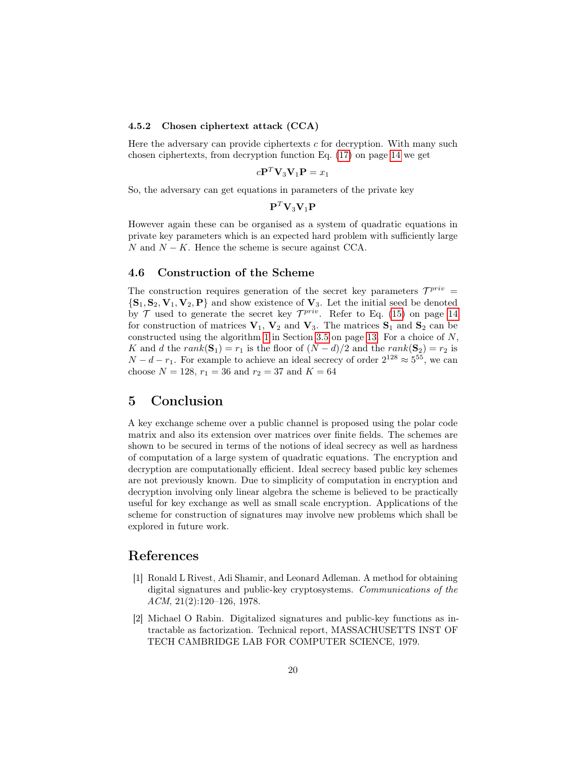#### 4.5.2 Chosen ciphertext attack (CCA)

Here the adversary can provide ciphertexts $c$ for decryption. With many such chosen ciphertexts, from decryption function Eq. (17) on page 14 we get

$$c\mathbf{P}^T\mathbf{V}_3\mathbf{V}_1\mathbf{P} = x_1$$

So, the adversary can get equations in parameters of the private key

$$\mathbf{P}^T\mathbf{V}_3\mathbf{V}_1\mathbf{P}$$

However again these can be organised as a system of quadratic equations in private key parameters which is an expected hard problem with sufficiently large $N$ and $N-K$. Hence the scheme is secure against CCA.

### 4.6 Construction of the Scheme

The construction requires generation of the secret key parameters $\mathcal{T}^{priv} = \{\mathbf{S}_1, \mathbf{S}_2, \mathbf{V}_1, \mathbf{V}_2, \mathbf{P}\}$ and show existence of $\mathbf{V}_3$. Let the initial seed be denoted by $\mathcal{T}$ used to generate the secret key $\mathcal{T}^{priv}$. Refer to Eq. (15) on page 14 for construction of matrices $\mathbf{V}_1$, $\mathbf{V}_2$ and $\mathbf{V}_3$. The matrices $\mathbf{S}_1$ and $\mathbf{S}_2$ can be constructed using the algorithm 1 in Section 3.5 on page 13. For a choice of $N$, $K$ and $d$ the $rank(\mathbf{S}_1) = r_1$ is the floor of $(N-d)/2$ and the $rank(\mathbf{S}_2) = r_2$ is $N - d - r_1$. For example to achieve an ideal secrecy of order $2^{128} \approx 5^{55}$, we can choose $N = 128$, $r_1 = 36$ and $r_2 = 37$ and $K = 64$

## 5 Conclusion

A key exchange scheme over a public channel is proposed using the polar code matrix and also its extension over matrices over finite fields. The schemes are shown to be secured in terms of the notions of ideal secrecy as well as hardness of computation of a large system of quadratic equations. The encryption and decryption are computationally efficient. Ideal secrecy based public key schemes are not previously known. Due to simplicity of computation in encryption and decryption involving only linear algebra the scheme is believed to be practically useful for key exchange as well as small scale encryption. Applications of the scheme for construction of signatures may involve new problems which shall be explored in future work.

## References

[1] Ronald L Rivest, Adi Shamir, and Leonard Adleman. A method for obtaining digital signatures and public-key cryptosystems. *Communications of the ACM*, 21(2):120–126, 1978.

[2] Michael O Rabin. Digitalized signatures and public-key functions as intractable as factorization. Technical report, MASSACHUSETTS INST OF TECH CAMBRIDGE LAB FOR COMPUTER SCIENCE, 1979.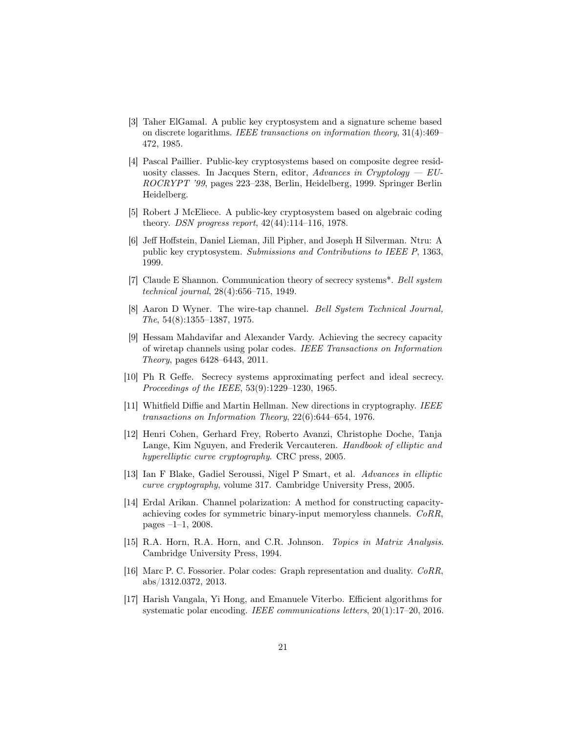[3] Taher ElGamal. A public key cryptosystem and a signature scheme based on discrete logarithms. *IEEE transactions on information theory*, 31(4):469–472, 1985.

[4] Pascal Paillier. Public-key cryptosystems based on composite degree residuosity classes. In Jacques Stern, editor, *Advances in Cryptology — EUROCRYPT '99*, pages 223–238, Berlin, Heidelberg, 1999. Springer Berlin Heidelberg.

[5] Robert J McEliece. A public-key cryptosystem based on algebraic coding theory. *DSN progress report*, 42(44):114–116, 1978.

[6] Jeff Hoffstein, Daniel Lieman, Jill Pipher, and Joseph H Silverman. Ntru: A public key cryptosystem. *Submissions and Contributions to IEEE P*, 1363, 1999.

[7] Claude E Shannon. Communication theory of secrecy systems*. *Bell system technical journal*, 28(4):656–715, 1949.

[8] Aaron D Wyner. The wire-tap channel. *Bell System Technical Journal, The*, 54(8):1355–1387, 1975.

[9] Hessam Mahdavifar and Alexander Vardy. Achieving the secrecy capacity of wiretap channels using polar codes. *IEEE Transactions on Information Theory*, pages 6428–6443, 2011.

[10] Ph R Geffe. Secrecy systems approximating perfect and ideal secrecy. *Proceedings of the IEEE*, 53(9):1229–1230, 1965.

[11] Whitfield Diffie and Martin Hellman. New directions in cryptography. *IEEE transactions on Information Theory*, 22(6):644–654, 1976.

[12] Henri Cohen, Gerhard Frey, Roberto Avanzi, Christophe Doche, Tanja Lange, Kim Nguyen, and Frederik Vercauteren. *Handbook of elliptic and hyperelliptic curve cryptography*. CRC press, 2005.

[13] Ian F Blake, Gadiel Seroussi, Nigel P Smart, et al. *Advances in elliptic curve cryptography*, volume 317. Cambridge University Press, 2005.

[14] Erdal Arikan. Channel polarization: A method for constructing capacity-achieving codes for symmetric binary-input memoryless channels. *CoRR*, pages –1–1, 2008.

[15] R.A. Horn, R.A. Horn, and C.R. Johnson. *Topics in Matrix Analysis*. Cambridge University Press, 1994.

[16] Marc P. C. Fossorier. Polar codes: Graph representation and duality. *CoRR*, abs/1312.0372, 2013.

[17] Harish Vangala, Yi Hong, and Emanuele Viterbo. Efficient algorithms for systematic polar encoding. *IEEE communications letters*, 20(1):17–20, 2016.